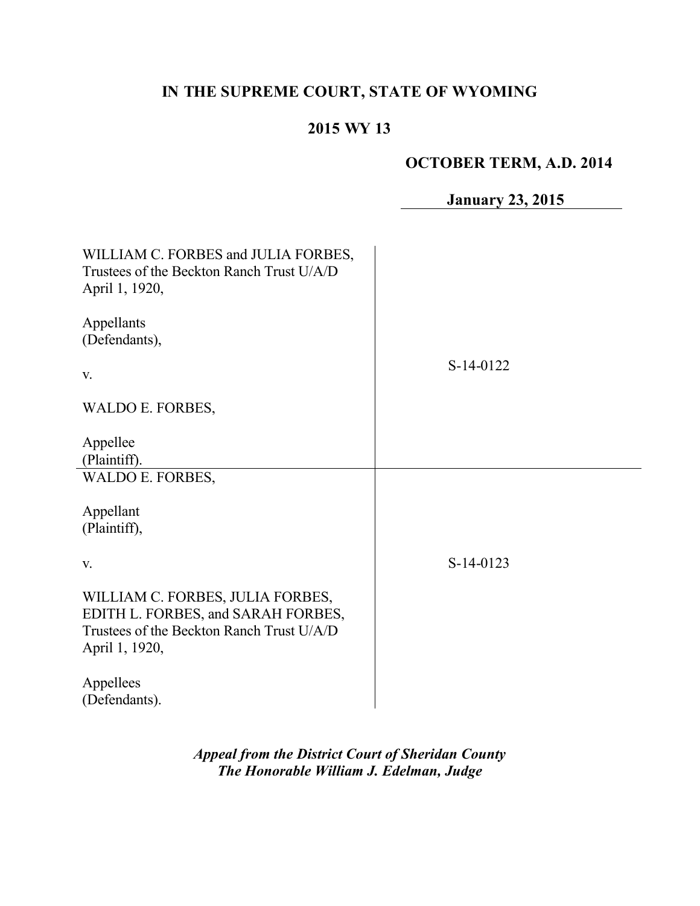# IN THE SUPREME COURT, STATE OF WYOMING

## 2015 WY 13

**OCTOBER TERM, A.D. 2014**

**January 23, 2015**

| | |
|---|---|
| WILLIAM C. FORBES and JULIA FORBES, Trustees of the Beckton Ranch Trust U/A/D April 1, 1920,<br><br>Appellants (Defendants),<br><br>v.<br><br>WALDO E. FORBES,<br><br>Appellee (Plaintiff). | S-14-0122 |
| WALDO E. FORBES,<br><br>Appellant (Plaintiff),<br><br>v.<br><br>WILLIAM C. FORBES, JULIA FORBES, EDITH L. FORBES, and SARAH FORBES, Trustees of the Beckton Ranch Trust U/A/D April 1, 1920,<br><br>Appellees (Defendants). | S-14-0123 |

***Appeal from the District Court of Sheridan County***
***The Honorable William J. Edelman, Judge***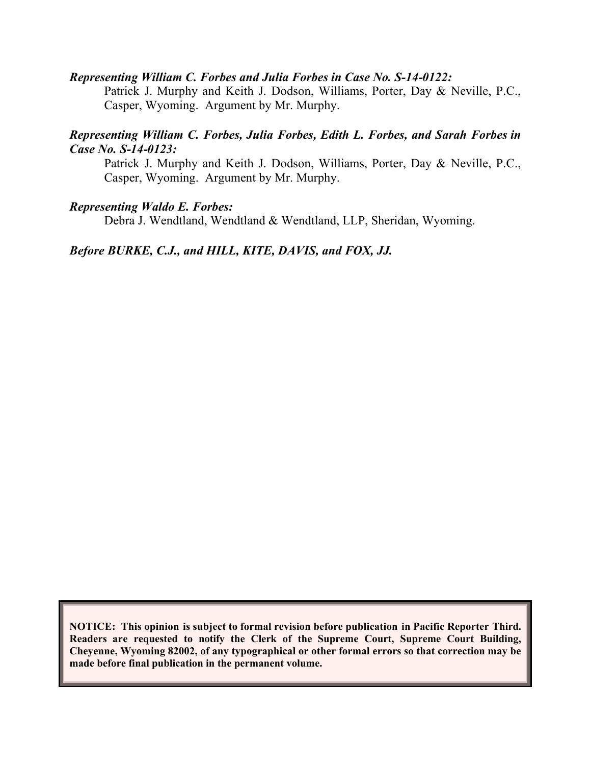***Representing William C. Forbes and Julia Forbes in Case No. S-14-0122:***

Patrick J. Murphy and Keith J. Dodson, Williams, Porter, Day & Neville, P.C., Casper, Wyoming. Argument by Mr. Murphy.

***Representing William C. Forbes, Julia Forbes, Edith L. Forbes, and Sarah Forbes in Case No. S-14-0123:***

Patrick J. Murphy and Keith J. Dodson, Williams, Porter, Day & Neville, P.C., Casper, Wyoming. Argument by Mr. Murphy.

***Representing Waldo E. Forbes:***

Debra J. Wendtland, Wendtland & Wendtland, LLP, Sheridan, Wyoming.

***Before BURKE, C.J., and HILL, KITE, DAVIS, and FOX, JJ.***

**NOTICE: This opinion is subject to formal revision before publication in Pacific Reporter Third. Readers are requested to notify the Clerk of the Supreme Court, Supreme Court Building, Cheyenne, Wyoming 82002, of any typographical or other formal errors so that correction may be made before final publication in the permanent volume.**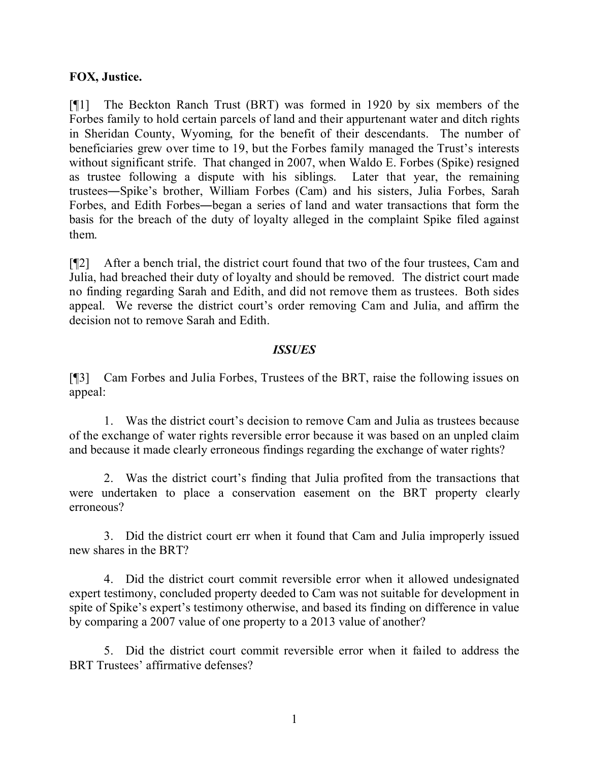**FOX, Justice.**

[¶1] The Beckton Ranch Trust (BRT) was formed in 1920 by six members of the Forbes family to hold certain parcels of land and their appurtenant water and ditch rights in Sheridan County, Wyoming, for the benefit of their descendants. The number of beneficiaries grew over time to 19, but the Forbes family managed the Trust's interests without significant strife. That changed in 2007, when Waldo E. Forbes (Spike) resigned as trustee following a dispute with his siblings. Later that year, the remaining trustees―Spike's brother, William Forbes (Cam) and his sisters, Julia Forbes, Sarah Forbes, and Edith Forbes―began a series of land and water transactions that form the basis for the breach of the duty of loyalty alleged in the complaint Spike filed against them.

[¶2] After a bench trial, the district court found that two of the four trustees, Cam and Julia, had breached their duty of loyalty and should be removed. The district court made no finding regarding Sarah and Edith, and did not remove them as trustees. Both sides appeal. We reverse the district court's order removing Cam and Julia, and affirm the decision not to remove Sarah and Edith.

## *ISSUES*

[¶3] Cam Forbes and Julia Forbes, Trustees of the BRT, raise the following issues on appeal:

1. Was the district court's decision to remove Cam and Julia as trustees because of the exchange of water rights reversible error because it was based on an unpled claim and because it made clearly erroneous findings regarding the exchange of water rights?

2. Was the district court's finding that Julia profited from the transactions that were undertaken to place a conservation easement on the BRT property clearly erroneous?

3. Did the district court err when it found that Cam and Julia improperly issued new shares in the BRT?

4. Did the district court commit reversible error when it allowed undesignated expert testimony, concluded property deeded to Cam was not suitable for development in spite of Spike's expert's testimony otherwise, and based its finding on difference in value by comparing a 2007 value of one property to a 2013 value of another?

5. Did the district court commit reversible error when it failed to address the BRT Trustees' affirmative defenses?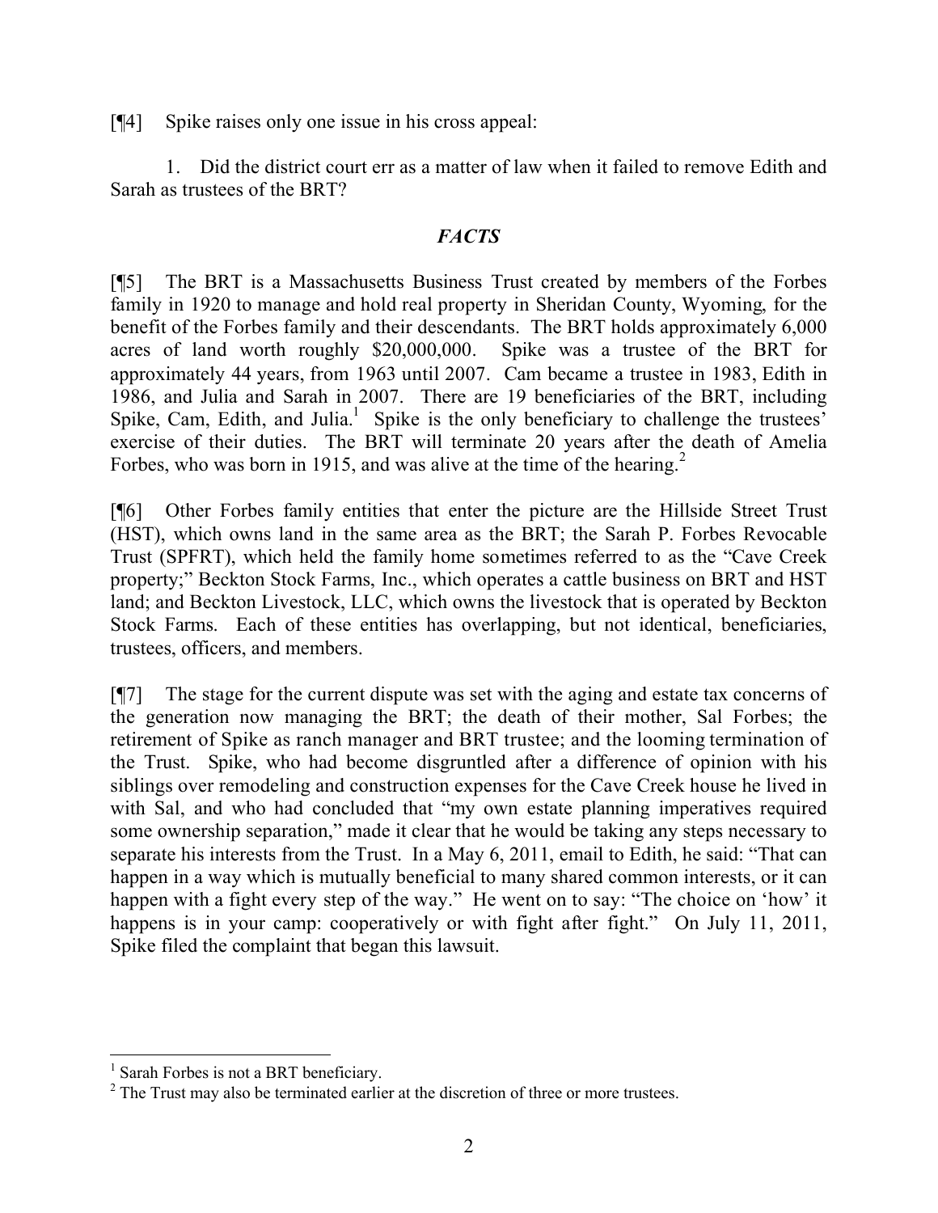[¶4] Spike raises only one issue in his cross appeal:

1. Did the district court err as a matter of law when it failed to remove Edith and Sarah as trustees of the BRT?

## *FACTS*

[¶5] The BRT is a Massachusetts Business Trust created by members of the Forbes family in 1920 to manage and hold real property in Sheridan County, Wyoming, for the benefit of the Forbes family and their descendants. The BRT holds approximately 6,000 acres of land worth roughly $20,000,000. Spike was a trustee of the BRT for approximately 44 years, from 1963 until 2007. Cam became a trustee in 1983, Edith in 1986, and Julia and Sarah in 2007. There are 19 beneficiaries of the BRT, including Spike, Cam, Edith, and Julia.[1] Spike is the only beneficiary to challenge the trustees' exercise of their duties. The BRT will terminate 20 years after the death of Amelia Forbes, who was born in 1915, and was alive at the time of the hearing.[2]

[¶6] Other Forbes family entities that enter the picture are the Hillside Street Trust (HST), which owns land in the same area as the BRT; the Sarah P. Forbes Revocable Trust (SPFRT), which held the family home sometimes referred to as the "Cave Creek property;" Beckton Stock Farms, Inc., which operates a cattle business on BRT and HST land; and Beckton Livestock, LLC, which owns the livestock that is operated by Beckton Stock Farms. Each of these entities has overlapping, but not identical, beneficiaries, trustees, officers, and members.

[¶7] The stage for the current dispute was set with the aging and estate tax concerns of the generation now managing the BRT; the death of their mother, Sal Forbes; the retirement of Spike as ranch manager and BRT trustee; and the looming termination of the Trust. Spike, who had become disgruntled after a difference of opinion with his siblings over remodeling and construction expenses for the Cave Creek house he lived in with Sal, and who had concluded that "my own estate planning imperatives required some ownership separation," made it clear that he would be taking any steps necessary to separate his interests from the Trust. In a May 6, 2011, email to Edith, he said: "That can happen in a way which is mutually beneficial to many shared common interests, or it can happen with a fight every step of the way." He went on to say: "The choice on 'how' it happens is in your camp: cooperatively or with fight after fight." On July 11, 2011, Spike filed the complaint that began this lawsuit.

---

[1] Sarah Forbes is not a BRT beneficiary.

[2] The Trust may also be terminated earlier at the discretion of three or more trustees.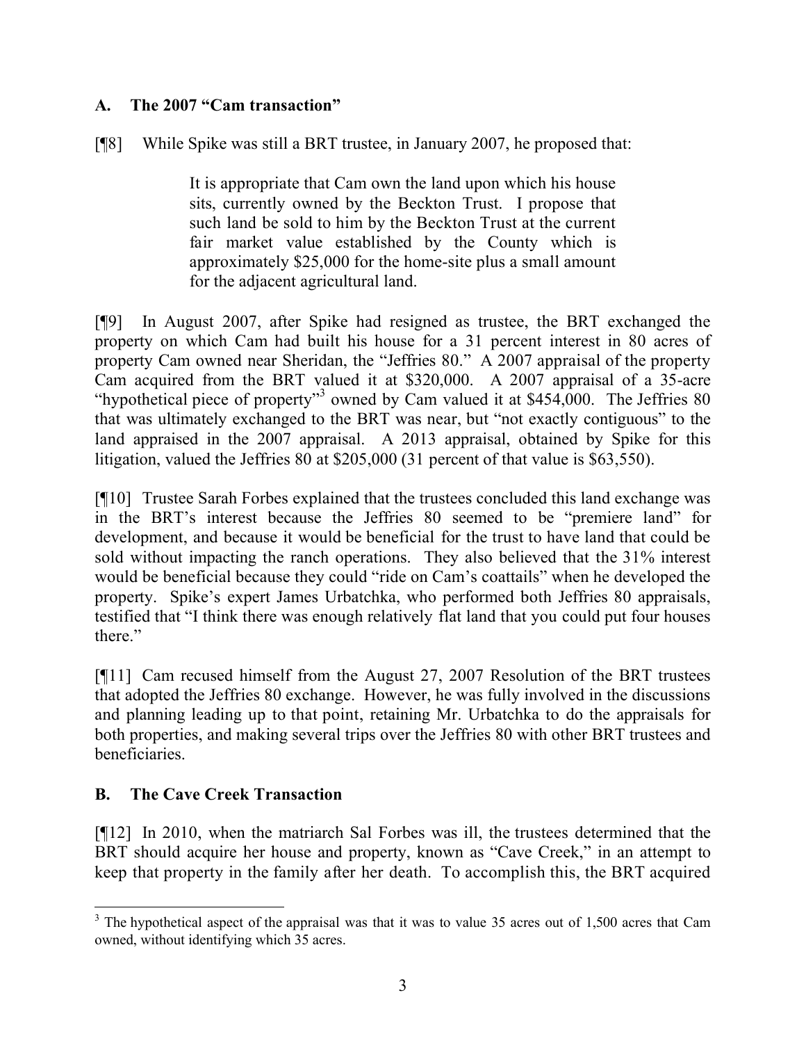## A. The 2007 "Cam transaction"

[¶8] While Spike was still a BRT trustee, in January 2007, he proposed that:

> It is appropriate that Cam own the land upon which his house sits, currently owned by the Beckton Trust. I propose that such land be sold to him by the Beckton Trust at the current fair market value established by the County which is approximately $25,000 for the home-site plus a small amount for the adjacent agricultural land.

[¶9] In August 2007, after Spike had resigned as trustee, the BRT exchanged the property on which Cam had built his house for a 31 percent interest in 80 acres of property Cam owned near Sheridan, the "Jeffries 80." A 2007 appraisal of the property Cam acquired from the BRT valued it at $320,000. A 2007 appraisal of a 35-acre "hypothetical piece of property"[3] owned by Cam valued it at $454,000. The Jeffries 80 that was ultimately exchanged to the BRT was near, but "not exactly contiguous" to the land appraised in the 2007 appraisal. A 2013 appraisal, obtained by Spike for this litigation, valued the Jeffries 80 at $205,000 (31 percent of that value is $63,550).

[¶10] Trustee Sarah Forbes explained that the trustees concluded this land exchange was in the BRT's interest because the Jeffries 80 seemed to be "premiere land" for development, and because it would be beneficial for the trust to have land that could be sold without impacting the ranch operations. They also believed that the 31% interest would be beneficial because they could "ride on Cam's coattails" when he developed the property. Spike's expert James Urbatchka, who performed both Jeffries 80 appraisals, testified that "I think there was enough relatively flat land that you could put four houses there."

[¶11] Cam recused himself from the August 27, 2007 Resolution of the BRT trustees that adopted the Jeffries 80 exchange. However, he was fully involved in the discussions and planning leading up to that point, retaining Mr. Urbatchka to do the appraisals for both properties, and making several trips over the Jeffries 80 with other BRT trustees and beneficiaries.

## B. The Cave Creek Transaction

[¶12] In 2010, when the matriarch Sal Forbes was ill, the trustees determined that the BRT should acquire her house and property, known as "Cave Creek," in an attempt to keep that property in the family after her death. To accomplish this, the BRT acquired

---

[3] The hypothetical aspect of the appraisal was that it was to value 35 acres out of 1,500 acres that Cam owned, without identifying which 35 acres.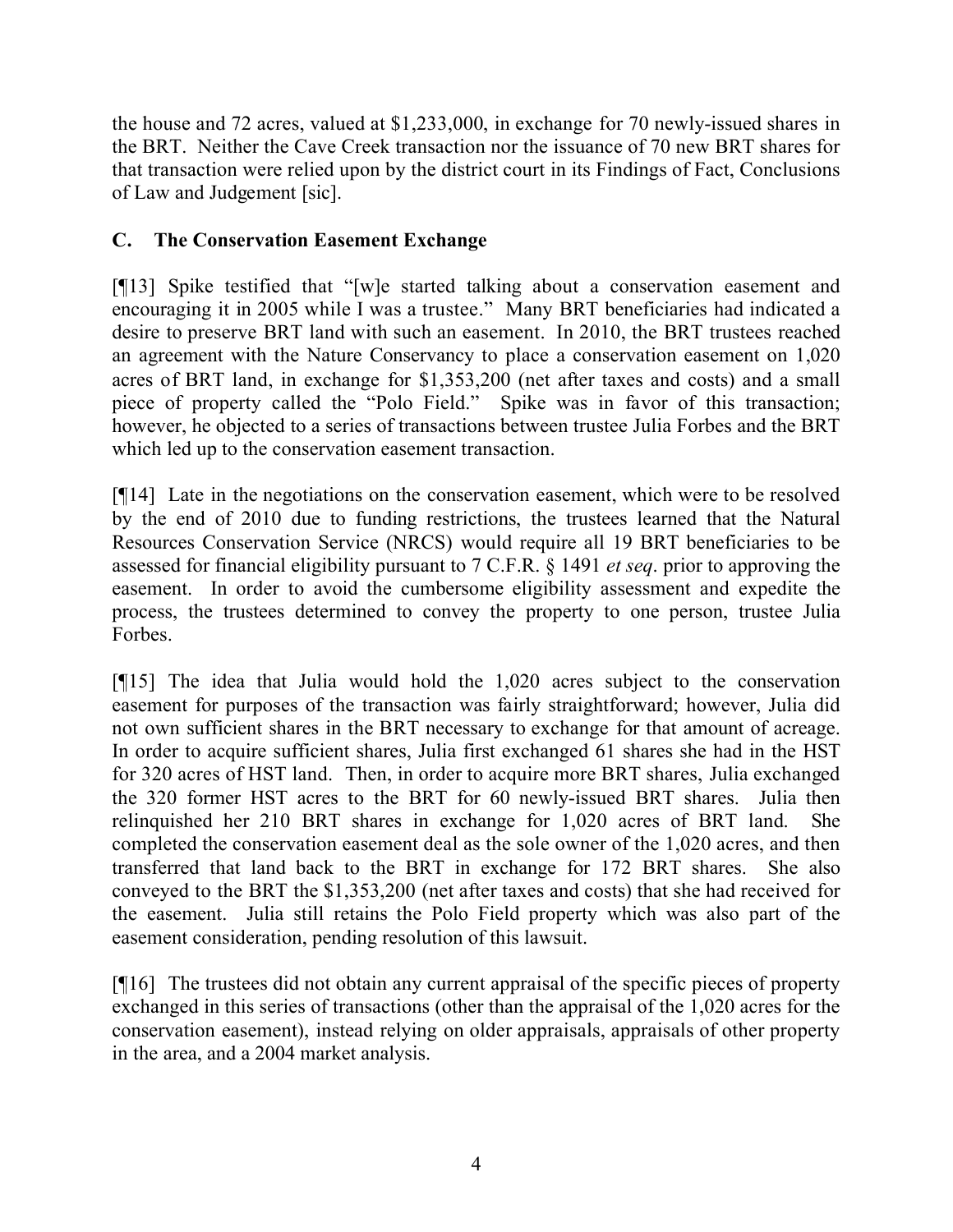the house and 72 acres, valued at $1,233,000, in exchange for 70 newly-issued shares in the BRT. Neither the Cave Creek transaction nor the issuance of 70 new BRT shares for that transaction were relied upon by the district court in its Findings of Fact, Conclusions of Law and Judgement [sic].

### C. The Conservation Easement Exchange

[¶13] Spike testified that "[w]e started talking about a conservation easement and encouraging it in 2005 while I was a trustee." Many BRT beneficiaries had indicated a desire to preserve BRT land with such an easement. In 2010, the BRT trustees reached an agreement with the Nature Conservancy to place a conservation easement on 1,020 acres of BRT land, in exchange for $1,353,200 (net after taxes and costs) and a small piece of property called the "Polo Field." Spike was in favor of this transaction; however, he objected to a series of transactions between trustee Julia Forbes and the BRT which led up to the conservation easement transaction.

[¶14] Late in the negotiations on the conservation easement, which were to be resolved by the end of 2010 due to funding restrictions, the trustees learned that the Natural Resources Conservation Service (NRCS) would require all 19 BRT beneficiaries to be assessed for financial eligibility pursuant to 7 C.F.R. § 1491 *et seq*. prior to approving the easement. In order to avoid the cumbersome eligibility assessment and expedite the process, the trustees determined to convey the property to one person, trustee Julia Forbes.

[¶15] The idea that Julia would hold the 1,020 acres subject to the conservation easement for purposes of the transaction was fairly straightforward; however, Julia did not own sufficient shares in the BRT necessary to exchange for that amount of acreage. In order to acquire sufficient shares, Julia first exchanged 61 shares she had in the HST for 320 acres of HST land. Then, in order to acquire more BRT shares, Julia exchanged the 320 former HST acres to the BRT for 60 newly-issued BRT shares. Julia then relinquished her 210 BRT shares in exchange for 1,020 acres of BRT land. She completed the conservation easement deal as the sole owner of the 1,020 acres, and then transferred that land back to the BRT in exchange for 172 BRT shares. She also conveyed to the BRT the $1,353,200 (net after taxes and costs) that she had received for the easement. Julia still retains the Polo Field property which was also part of the easement consideration, pending resolution of this lawsuit.

[¶16] The trustees did not obtain any current appraisal of the specific pieces of property exchanged in this series of transactions (other than the appraisal of the 1,020 acres for the conservation easement), instead relying on older appraisals, appraisals of other property in the area, and a 2004 market analysis.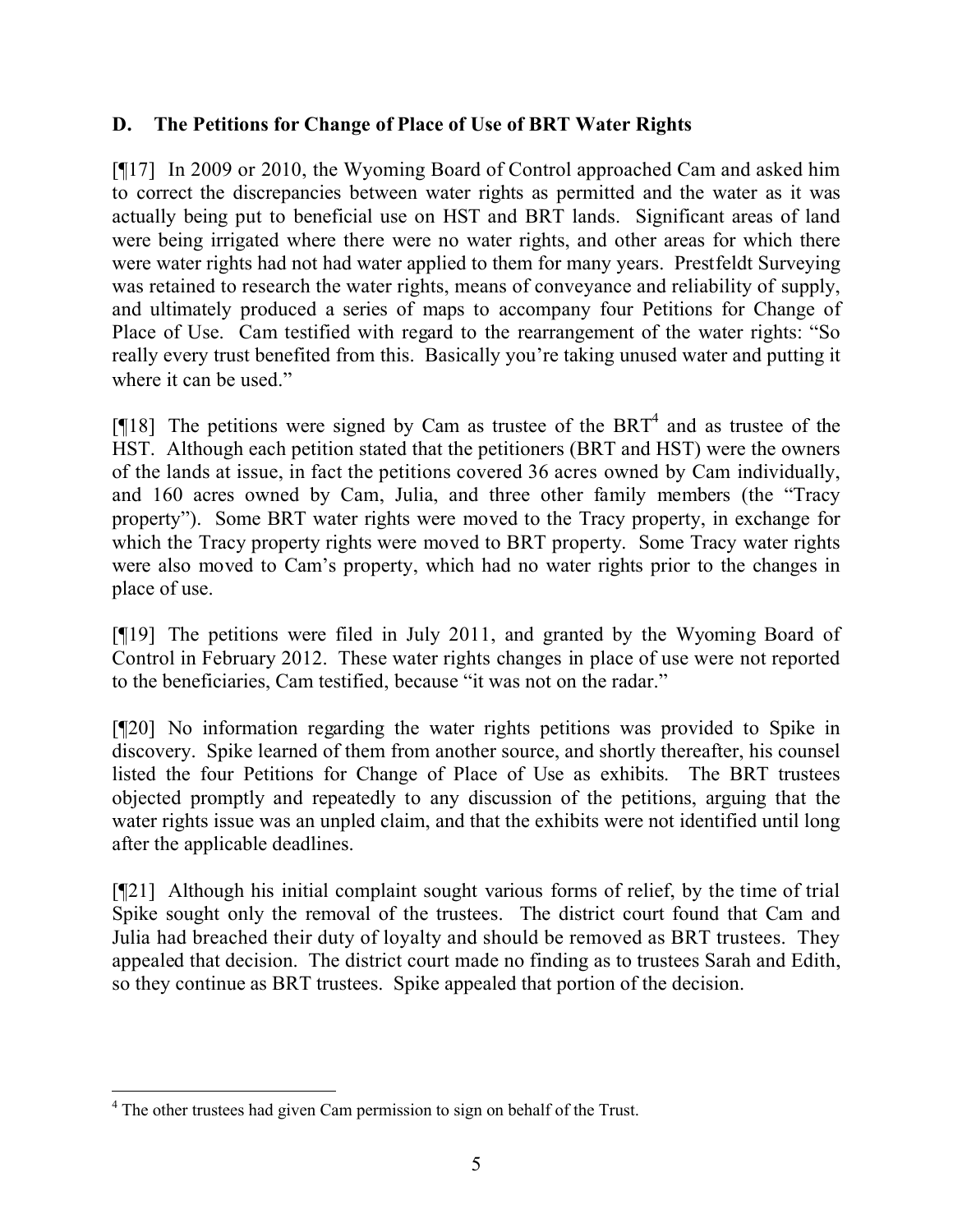### D. The Petitions for Change of Place of Use of BRT Water Rights

[¶17] In 2009 or 2010, the Wyoming Board of Control approached Cam and asked him to correct the discrepancies between water rights as permitted and the water as it was actually being put to beneficial use on HST and BRT lands. Significant areas of land were being irrigated where there were no water rights, and other areas for which there were water rights had not had water applied to them for many years. Prestfeldt Surveying was retained to research the water rights, means of conveyance and reliability of supply, and ultimately produced a series of maps to accompany four Petitions for Change of Place of Use. Cam testified with regard to the rearrangement of the water rights: "So really every trust benefited from this. Basically you're taking unused water and putting it where it can be used."

[¶18] The petitions were signed by Cam as trustee of the BRT[4] and as trustee of the HST. Although each petition stated that the petitioners (BRT and HST) were the owners of the lands at issue, in fact the petitions covered 36 acres owned by Cam individually, and 160 acres owned by Cam, Julia, and three other family members (the "Tracy property"). Some BRT water rights were moved to the Tracy property, in exchange for which the Tracy property rights were moved to BRT property. Some Tracy water rights were also moved to Cam's property, which had no water rights prior to the changes in place of use.

[¶19] The petitions were filed in July 2011, and granted by the Wyoming Board of Control in February 2012. These water rights changes in place of use were not reported to the beneficiaries, Cam testified, because "it was not on the radar."

[¶20] No information regarding the water rights petitions was provided to Spike in discovery. Spike learned of them from another source, and shortly thereafter, his counsel listed the four Petitions for Change of Place of Use as exhibits. The BRT trustees objected promptly and repeatedly to any discussion of the petitions, arguing that the water rights issue was an unpled claim, and that the exhibits were not identified until long after the applicable deadlines.

[¶21] Although his initial complaint sought various forms of relief, by the time of trial Spike sought only the removal of the trustees. The district court found that Cam and Julia had breached their duty of loyalty and should be removed as BRT trustees. They appealed that decision. The district court made no finding as to trustees Sarah and Edith, so they continue as BRT trustees. Spike appealed that portion of the decision.

---

[4] The other trustees had given Cam permission to sign on behalf of the Trust.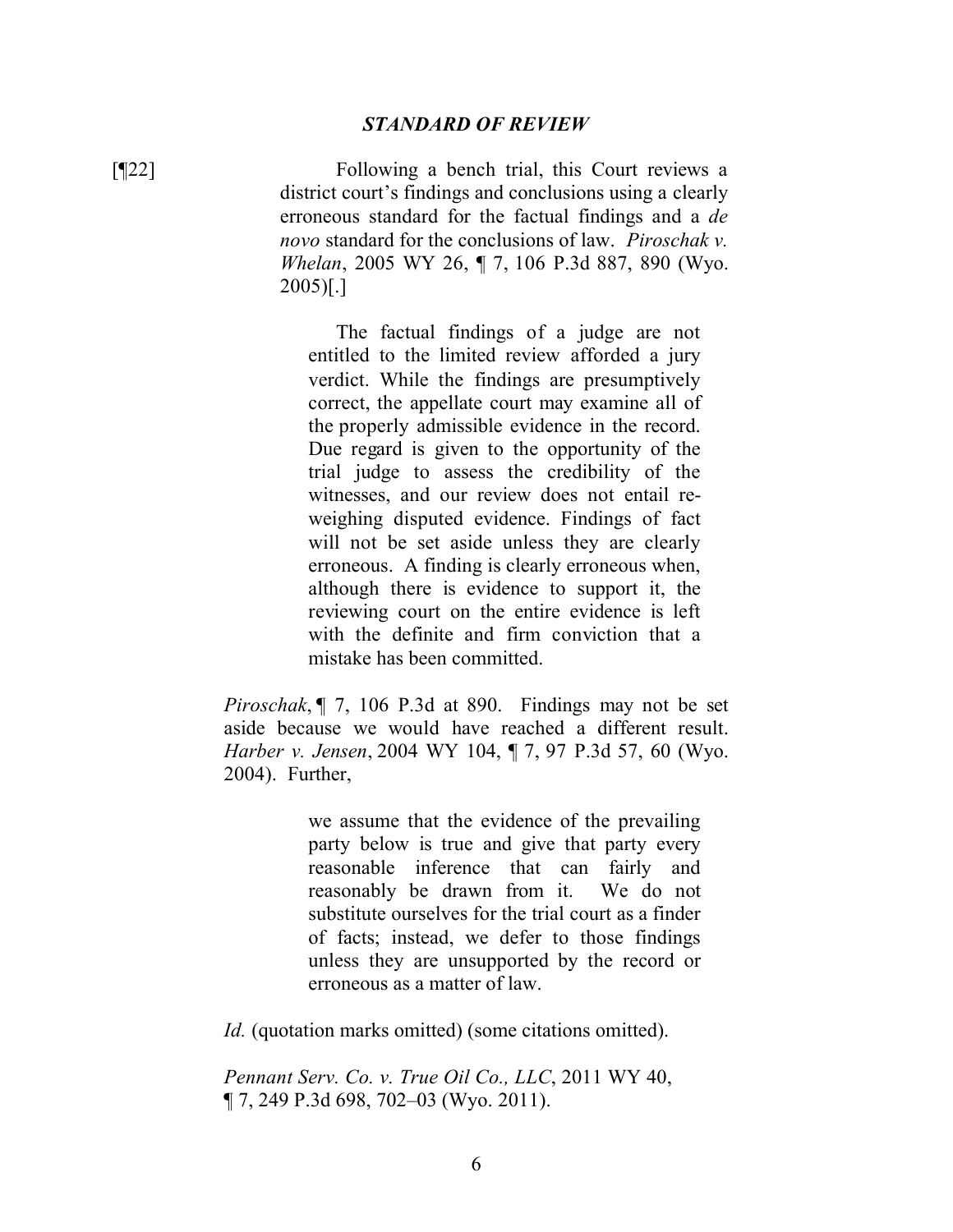### *STANDARD OF REVIEW*

[¶22] Following a bench trial, this Court reviews a district court's findings and conclusions using a clearly erroneous standard for the factual findings and a *de novo* standard for the conclusions of law. *Piroschak v. Whelan*, 2005 WY 26, ¶ 7, 106 P.3d 887, 890 (Wyo. 2005)[.]

> The factual findings of a judge are not entitled to the limited review afforded a jury verdict. While the findings are presumptively correct, the appellate court may examine all of the properly admissible evidence in the record. Due regard is given to the opportunity of the trial judge to assess the credibility of the witnesses, and our review does not entail re-weighing disputed evidence. Findings of fact will not be set aside unless they are clearly erroneous. A finding is clearly erroneous when, although there is evidence to support it, the reviewing court on the entire evidence is left with the definite and firm conviction that a mistake has been committed.

*Piroschak*, ¶ 7, 106 P.3d at 890. Findings may not be set aside because we would have reached a different result. *Harber v. Jensen*, 2004 WY 104, ¶ 7, 97 P.3d 57, 60 (Wyo. 2004). Further,

> we assume that the evidence of the prevailing party below is true and give that party every reasonable inference that can fairly and reasonably be drawn from it. We do not substitute ourselves for the trial court as a finder of facts; instead, we defer to those findings unless they are unsupported by the record or erroneous as a matter of law.

*Id.* (quotation marks omitted) (some citations omitted).

*Pennant Serv. Co. v. True Oil Co., LLC*, 2011 WY 40, ¶ 7, 249 P.3d 698, 702–03 (Wyo. 2011).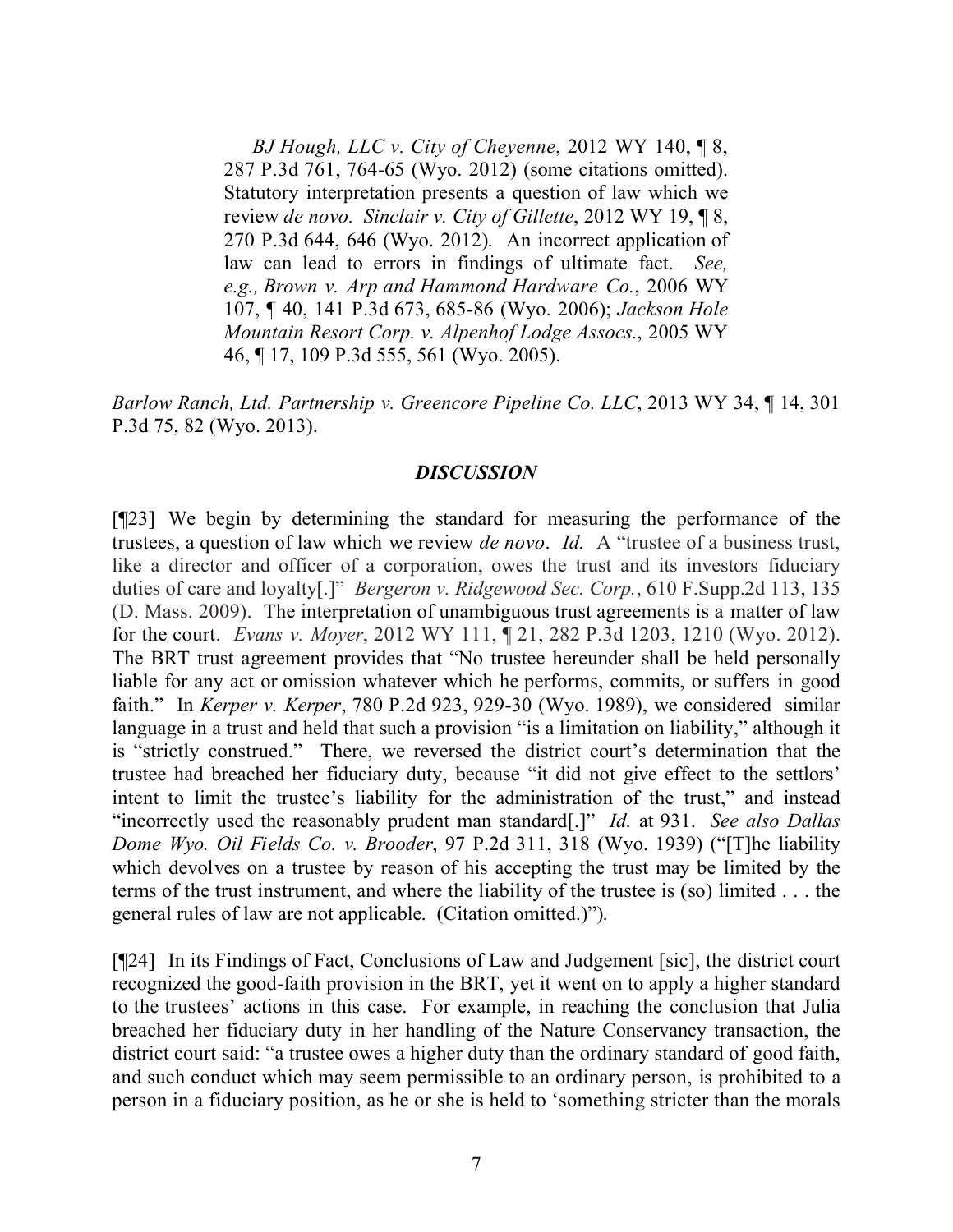> *BJ Hough, LLC v. City of Cheyenne*, 2012 WY 140, ¶ 8, 287 P.3d 761, 764-65 (Wyo. 2012) (some citations omitted). Statutory interpretation presents a question of law which we review *de novo*. *Sinclair v. City of Gillette*, 2012 WY 19, ¶ 8, 270 P.3d 644, 646 (Wyo. 2012). An incorrect application of law can lead to errors in findings of ultimate fact. *See, e.g., Brown v. Arp and Hammond Hardware Co.*, 2006 WY 107, ¶ 40, 141 P.3d 673, 685-86 (Wyo. 2006); *Jackson Hole Mountain Resort Corp. v. Alpenhof Lodge Assocs.*, 2005 WY 46, ¶ 17, 109 P.3d 555, 561 (Wyo. 2005).

*Barlow Ranch, Ltd. Partnership v. Greencore Pipeline Co. LLC*, 2013 WY 34, ¶ 14, 301 P.3d 75, 82 (Wyo. 2013).

## *DISCUSSION*

[¶23] We begin by determining the standard for measuring the performance of the trustees, a question of law which we review *de novo*. *Id.* A "trustee of a business trust, like a director and officer of a corporation, owes the trust and its investors fiduciary duties of care and loyalty[.]" *Bergeron v. Ridgewood Sec. Corp.*, 610 F.Supp.2d 113, 135 (D. Mass. 2009). The interpretation of unambiguous trust agreements is a matter of law for the court. *Evans v. Moyer*, 2012 WY 111, ¶ 21, 282 P.3d 1203, 1210 (Wyo. 2012). The BRT trust agreement provides that "No trustee hereunder shall be held personally liable for any act or omission whatever which he performs, commits, or suffers in good faith." In *Kerper v. Kerper*, 780 P.2d 923, 929-30 (Wyo. 1989), we considered similar language in a trust and held that such a provision "is a limitation on liability," although it is "strictly construed." There, we reversed the district court's determination that the trustee had breached her fiduciary duty, because "it did not give effect to the settlors' intent to limit the trustee's liability for the administration of the trust," and instead "incorrectly used the reasonably prudent man standard[.]" *Id.* at 931. *See also Dallas Dome Wyo. Oil Fields Co. v. Brooder*, 97 P.2d 311, 318 (Wyo. 1939) ("[T]he liability which devolves on a trustee by reason of his accepting the trust may be limited by the terms of the trust instrument, and where the liability of the trustee is (so) limited . . . the general rules of law are not applicable. (Citation omitted.)").

[¶24] In its Findings of Fact, Conclusions of Law and Judgement [sic], the district court recognized the good-faith provision in the BRT, yet it went on to apply a higher standard to the trustees' actions in this case. For example, in reaching the conclusion that Julia breached her fiduciary duty in her handling of the Nature Conservancy transaction, the district court said: "a trustee owes a higher duty than the ordinary standard of good faith, and such conduct which may seem permissible to an ordinary person, is prohibited to a person in a fiduciary position, as he or she is held to 'something stricter than the morals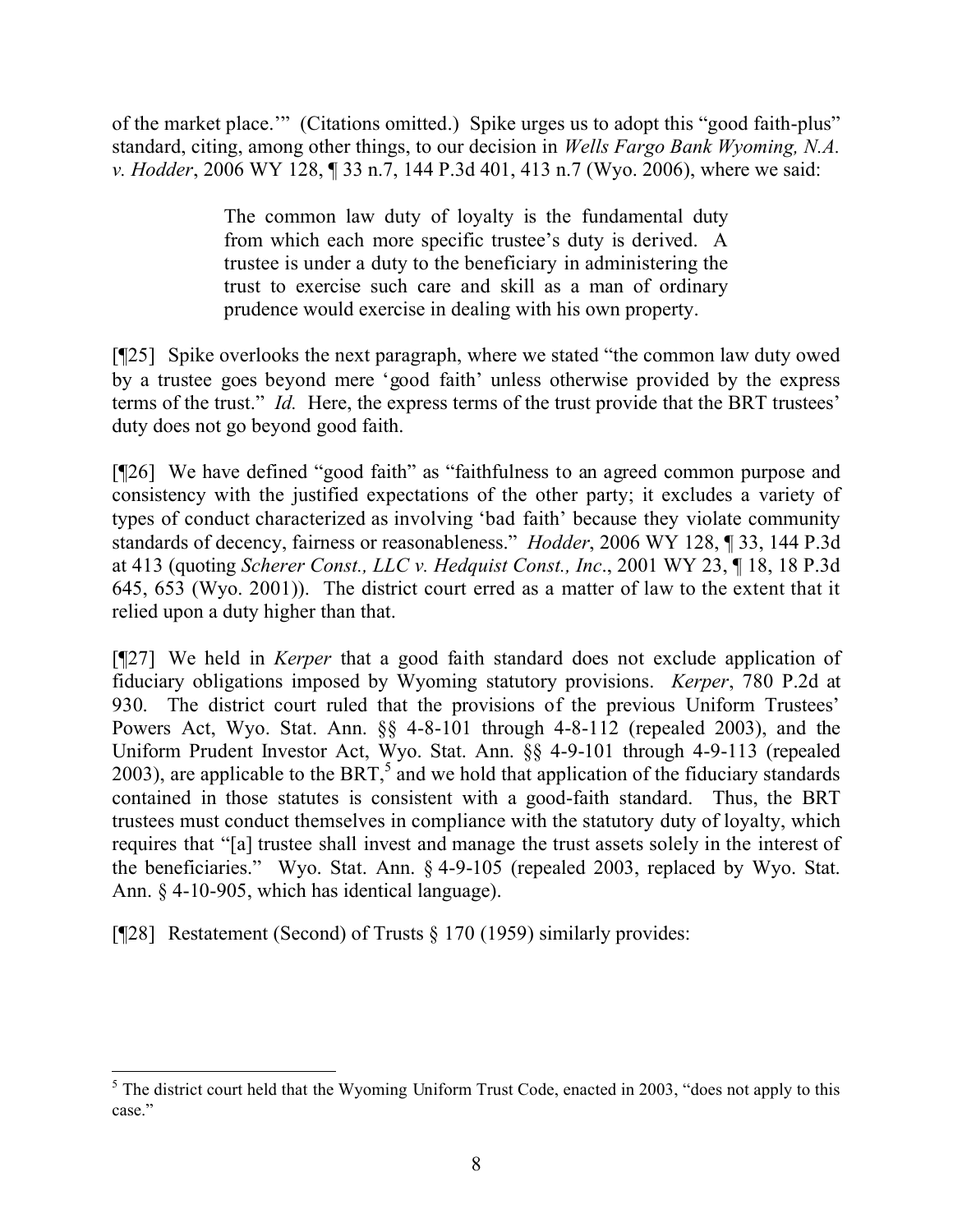of the market place.'" (Citations omitted.) Spike urges us to adopt this "good faith-plus" standard, citing, among other things, to our decision in *Wells Fargo Bank Wyoming, N.A. v. Hodder*, 2006 WY 128, ¶ 33 n.7, 144 P.3d 401, 413 n.7 (Wyo. 2006), where we said:

> The common law duty of loyalty is the fundamental duty from which each more specific trustee's duty is derived. A trustee is under a duty to the beneficiary in administering the trust to exercise such care and skill as a man of ordinary prudence would exercise in dealing with his own property.

[¶25] Spike overlooks the next paragraph, where we stated "the common law duty owed by a trustee goes beyond mere 'good faith' unless otherwise provided by the express terms of the trust." *Id.* Here, the express terms of the trust provide that the BRT trustees' duty does not go beyond good faith.

[¶26] We have defined "good faith" as "faithfulness to an agreed common purpose and consistency with the justified expectations of the other party; it excludes a variety of types of conduct characterized as involving 'bad faith' because they violate community standards of decency, fairness or reasonableness." *Hodder*, 2006 WY 128, ¶ 33, 144 P.3d at 413 (quoting *Scherer Const., LLC v. Hedquist Const., Inc*., 2001 WY 23, ¶ 18, 18 P.3d 645, 653 (Wyo. 2001)). The district court erred as a matter of law to the extent that it relied upon a duty higher than that.

[¶27] We held in *Kerper* that a good faith standard does not exclude application of fiduciary obligations imposed by Wyoming statutory provisions. *Kerper*, 780 P.2d at 930. The district court ruled that the provisions of the previous Uniform Trustees' Powers Act, Wyo. Stat. Ann. §§ 4-8-101 through 4-8-112 (repealed 2003), and the Uniform Prudent Investor Act, Wyo. Stat. Ann. §§ 4-9-101 through 4-9-113 (repealed 2003), are applicable to the BRT,[5] and we hold that application of the fiduciary standards contained in those statutes is consistent with a good-faith standard. Thus, the BRT trustees must conduct themselves in compliance with the statutory duty of loyalty, which requires that "[a] trustee shall invest and manage the trust assets solely in the interest of the beneficiaries." Wyo. Stat. Ann. § 4-9-105 (repealed 2003, replaced by Wyo. Stat. Ann. § 4-10-905, which has identical language).

[¶28] Restatement (Second) of Trusts § 170 (1959) similarly provides:

---

[5] The district court held that the Wyoming Uniform Trust Code, enacted in 2003, "does not apply to this case."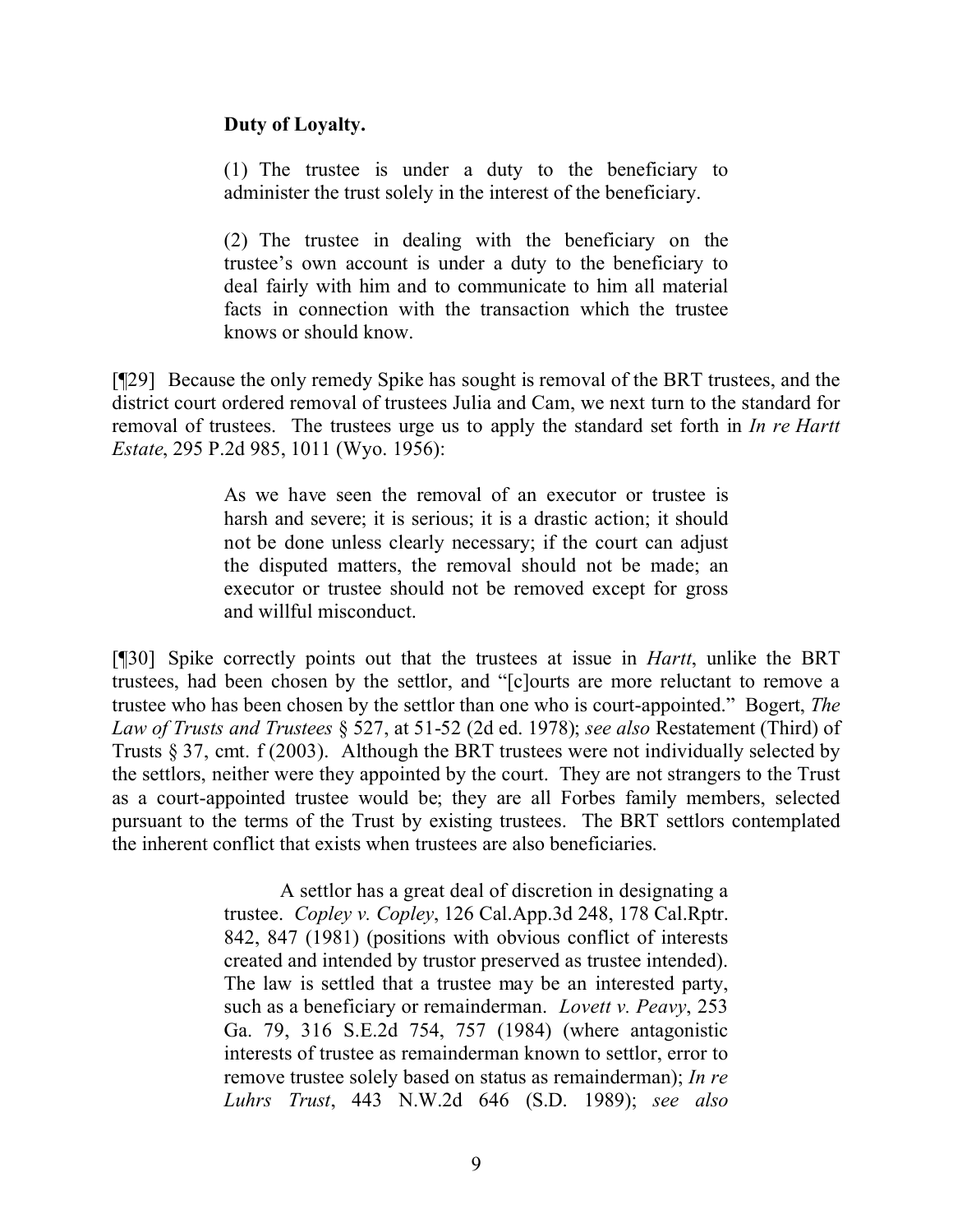> **Duty of Loyalty.**
>
> (1) The trustee is under a duty to the beneficiary to administer the trust solely in the interest of the beneficiary.
>
> (2) The trustee in dealing with the beneficiary on the trustee's own account is under a duty to the beneficiary to deal fairly with him and to communicate to him all material facts in connection with the transaction which the trustee knows or should know.

[¶29] Because the only remedy Spike has sought is removal of the BRT trustees, and the district court ordered removal of trustees Julia and Cam, we next turn to the standard for removal of trustees. The trustees urge us to apply the standard set forth in *In re Hartt Estate*, 295 P.2d 985, 1011 (Wyo. 1956):

> As we have seen the removal of an executor or trustee is harsh and severe; it is serious; it is a drastic action; it should not be done unless clearly necessary; if the court can adjust the disputed matters, the removal should not be made; an executor or trustee should not be removed except for gross and willful misconduct.

[¶30] Spike correctly points out that the trustees at issue in *Hartt*, unlike the BRT trustees, had been chosen by the settlor, and "[c]ourts are more reluctant to remove a trustee who has been chosen by the settlor than one who is court-appointed." Bogert, *The Law of Trusts and Trustees* § 527, at 51-52 (2d ed. 1978); *see also* Restatement (Third) of Trusts § 37, cmt. f (2003). Although the BRT trustees were not individually selected by the settlors, neither were they appointed by the court. They are not strangers to the Trust as a court-appointed trustee would be; they are all Forbes family members, selected pursuant to the terms of the Trust by existing trustees. The BRT settlors contemplated the inherent conflict that exists when trustees are also beneficiaries.

> A settlor has a great deal of discretion in designating a trustee. *Copley v. Copley*, 126 Cal.App.3d 248, 178 Cal.Rptr. 842, 847 (1981) (positions with obvious conflict of interests created and intended by trustor preserved as trustee intended). The law is settled that a trustee may be an interested party, such as a beneficiary or remainderman. *Lovett v. Peavy*, 253 Ga. 79, 316 S.E.2d 754, 757 (1984) (where antagonistic interests of trustee as remainderman known to settlor, error to remove trustee solely based on status as remainderman); *In re Luhrs Trust*, 443 N.W.2d 646 (S.D. 1989); *see also*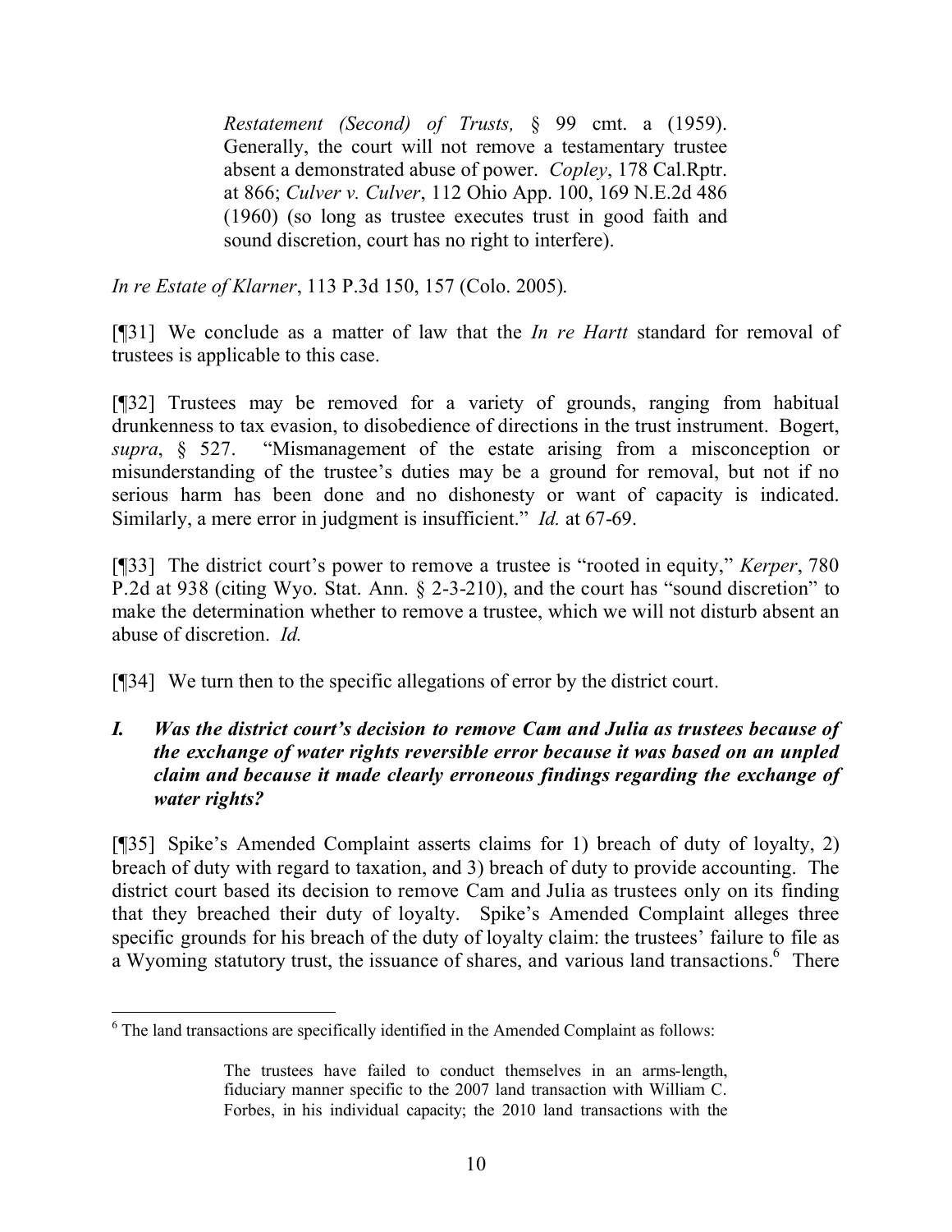> *Restatement (Second) of Trusts,* § 99 cmt. a (1959). Generally, the court will not remove a testamentary trustee absent a demonstrated abuse of power. *Copley*, 178 Cal.Rptr. at 866; *Culver v. Culver*, 112 Ohio App. 100, 169 N.E.2d 486 (1960) (so long as trustee executes trust in good faith and sound discretion, court has no right to interfere).

*In re Estate of Klarner*, 113 P.3d 150, 157 (Colo. 2005).

[¶31] We conclude as a matter of law that the *In re Hartt* standard for removal of trustees is applicable to this case.

[¶32] Trustees may be removed for a variety of grounds, ranging from habitual drunkenness to tax evasion, to disobedience of directions in the trust instrument. Bogert, *supra*, § 527. "Mismanagement of the estate arising from a misconception or misunderstanding of the trustee's duties may be a ground for removal, but not if no serious harm has been done and no dishonesty or want of capacity is indicated. Similarly, a mere error in judgment is insufficient." *Id.* at 67-69.

[¶33] The district court's power to remove a trustee is "rooted in equity," *Kerper*, 780 P.2d at 938 (citing Wyo. Stat. Ann. § 2-3-210), and the court has "sound discretion" to make the determination whether to remove a trustee, which we will not disturb absent an abuse of discretion. *Id.*

[¶34] We turn then to the specific allegations of error by the district court.

### *I. Was the district court's decision to remove Cam and Julia as trustees because of the exchange of water rights reversible error because it was based on an unpled claim and because it made clearly erroneous findings regarding the exchange of water rights?*

[¶35] Spike's Amended Complaint asserts claims for 1) breach of duty of loyalty, 2) breach of duty with regard to taxation, and 3) breach of duty to provide accounting. The district court based its decision to remove Cam and Julia as trustees only on its finding that they breached their duty of loyalty. Spike's Amended Complaint alleges three specific grounds for his breach of the duty of loyalty claim: the trustees' failure to file as a Wyoming statutory trust, the issuance of shares, and various land transactions.[6] There

---

[6] The land transactions are specifically identified in the Amended Complaint as follows:

> The trustees have failed to conduct themselves in an arms-length, fiduciary manner specific to the 2007 land transaction with William C. Forbes, in his individual capacity; the 2010 land transactions with the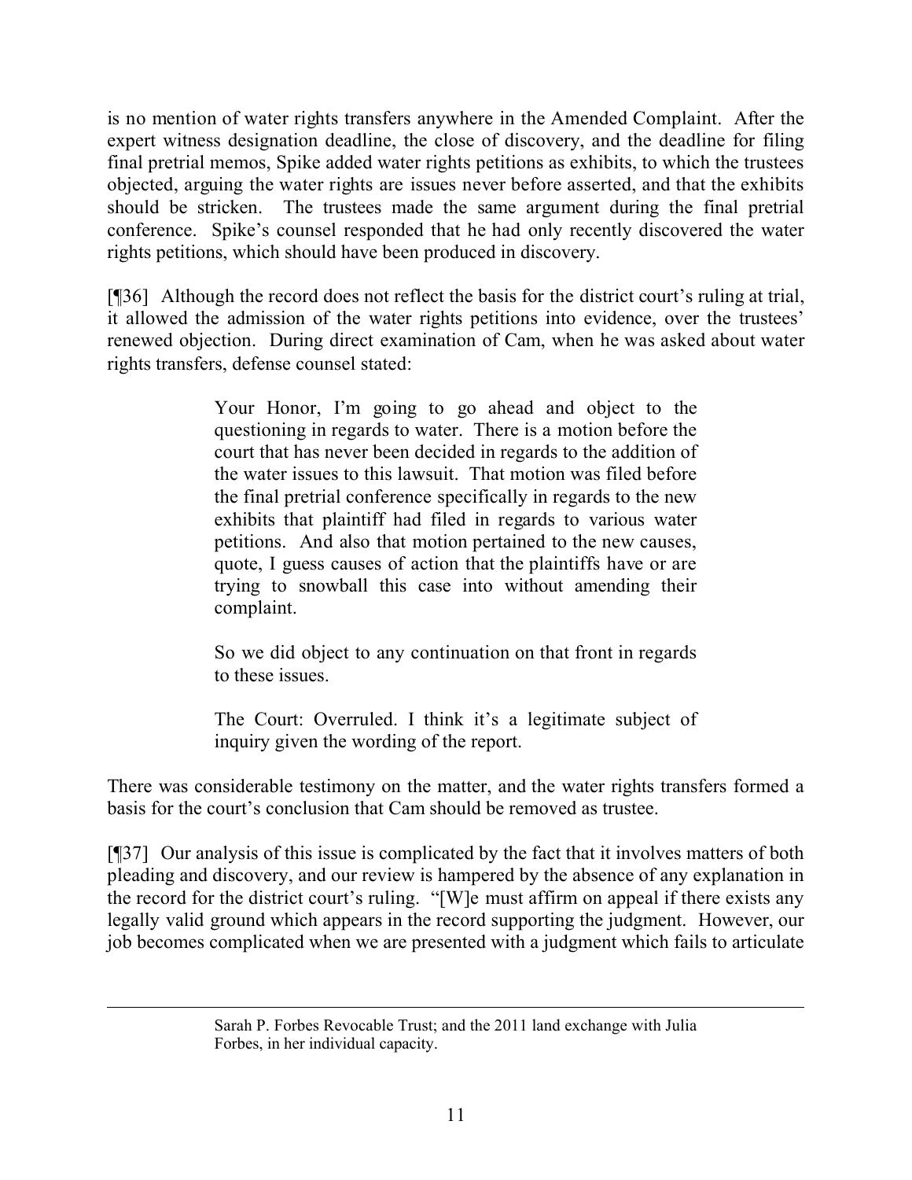is no mention of water rights transfers anywhere in the Amended Complaint. After the expert witness designation deadline, the close of discovery, and the deadline for filing final pretrial memos, Spike added water rights petitions as exhibits, to which the trustees objected, arguing the water rights are issues never before asserted, and that the exhibits should be stricken. The trustees made the same argument during the final pretrial conference. Spike's counsel responded that he had only recently discovered the water rights petitions, which should have been produced in discovery.

[¶36] Although the record does not reflect the basis for the district court's ruling at trial, it allowed the admission of the water rights petitions into evidence, over the trustees' renewed objection. During direct examination of Cam, when he was asked about water rights transfers, defense counsel stated:

> Your Honor, I'm going to go ahead and object to the questioning in regards to water. There is a motion before the court that has never been decided in regards to the addition of the water issues to this lawsuit. That motion was filed before the final pretrial conference specifically in regards to the new exhibits that plaintiff had filed in regards to various water petitions. And also that motion pertained to the new causes, quote, I guess causes of action that the plaintiffs have or are trying to snowball this case into without amending their complaint.
>
> So we did object to any continuation on that front in regards to these issues.
>
> The Court: Overruled. I think it's a legitimate subject of inquiry given the wording of the report.

There was considerable testimony on the matter, and the water rights transfers formed a basis for the court's conclusion that Cam should be removed as trustee.

[¶37] Our analysis of this issue is complicated by the fact that it involves matters of both pleading and discovery, and our review is hampered by the absence of any explanation in the record for the district court's ruling. "[W]e must affirm on appeal if there exists any legally valid ground which appears in the record supporting the judgment. However, our job becomes complicated when we are presented with a judgment which fails to articulate

---

Sarah P. Forbes Revocable Trust; and the 2011 land exchange with Julia Forbes, in her individual capacity.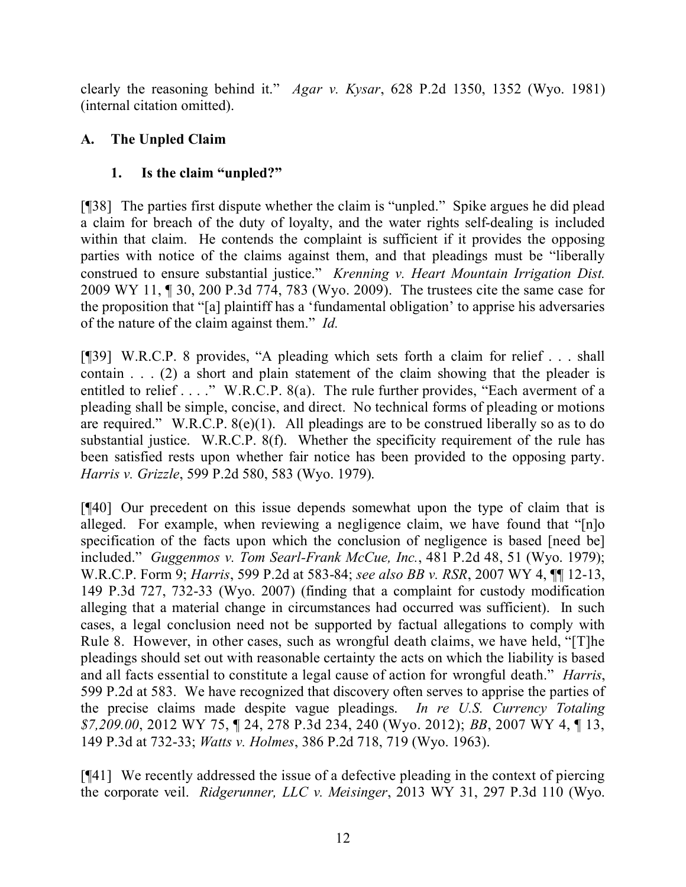clearly the reasoning behind it." *Agar v. Kysar*, 628 P.2d 1350, 1352 (Wyo. 1981) (internal citation omitted).

## A. The Unpled Claim

### 1. Is the claim "unpled?"

[¶38] The parties first dispute whether the claim is "unpled." Spike argues he did plead a claim for breach of the duty of loyalty, and the water rights self-dealing is included within that claim. He contends the complaint is sufficient if it provides the opposing parties with notice of the claims against them, and that pleadings must be "liberally construed to ensure substantial justice." *Krenning v. Heart Mountain Irrigation Dist.* 2009 WY 11, ¶ 30, 200 P.3d 774, 783 (Wyo. 2009). The trustees cite the same case for the proposition that "[a] plaintiff has a 'fundamental obligation' to apprise his adversaries of the nature of the claim against them." *Id.*

[¶39] W.R.C.P. 8 provides, "A pleading which sets forth a claim for relief . . . shall contain . . . (2) a short and plain statement of the claim showing that the pleader is entitled to relief . . . ." W.R.C.P. 8(a). The rule further provides, "Each averment of a pleading shall be simple, concise, and direct. No technical forms of pleading or motions are required." W.R.C.P. 8(e)(1). All pleadings are to be construed liberally so as to do substantial justice. W.R.C.P. 8(f). Whether the specificity requirement of the rule has been satisfied rests upon whether fair notice has been provided to the opposing party. *Harris v. Grizzle*, 599 P.2d 580, 583 (Wyo. 1979).

[¶40] Our precedent on this issue depends somewhat upon the type of claim that is alleged. For example, when reviewing a negligence claim, we have found that "[n]o specification of the facts upon which the conclusion of negligence is based [need be] included." *Guggenmos v. Tom Searl-Frank McCue, Inc.*, 481 P.2d 48, 51 (Wyo. 1979); W.R.C.P. Form 9; *Harris*, 599 P.2d at 583-84; *see also BB v. RSR*, 2007 WY 4, ¶¶ 12-13, 149 P.3d 727, 732-33 (Wyo. 2007) (finding that a complaint for custody modification alleging that a material change in circumstances had occurred was sufficient). In such cases, a legal conclusion need not be supported by factual allegations to comply with Rule 8. However, in other cases, such as wrongful death claims, we have held, "[T]he pleadings should set out with reasonable certainty the acts on which the liability is based and all facts essential to constitute a legal cause of action for wrongful death." *Harris*, 599 P.2d at 583. We have recognized that discovery often serves to apprise the parties of the precise claims made despite vague pleadings. *In re U.S. Currency Totaling $7,209.00*, 2012 WY 75, ¶ 24, 278 P.3d 234, 240 (Wyo. 2012); *BB*, 2007 WY 4, ¶ 13, 149 P.3d at 732-33; *Watts v. Holmes*, 386 P.2d 718, 719 (Wyo. 1963).

[¶41] We recently addressed the issue of a defective pleading in the context of piercing the corporate veil. *Ridgerunner, LLC v. Meisinger*, 2013 WY 31, 297 P.3d 110 (Wyo.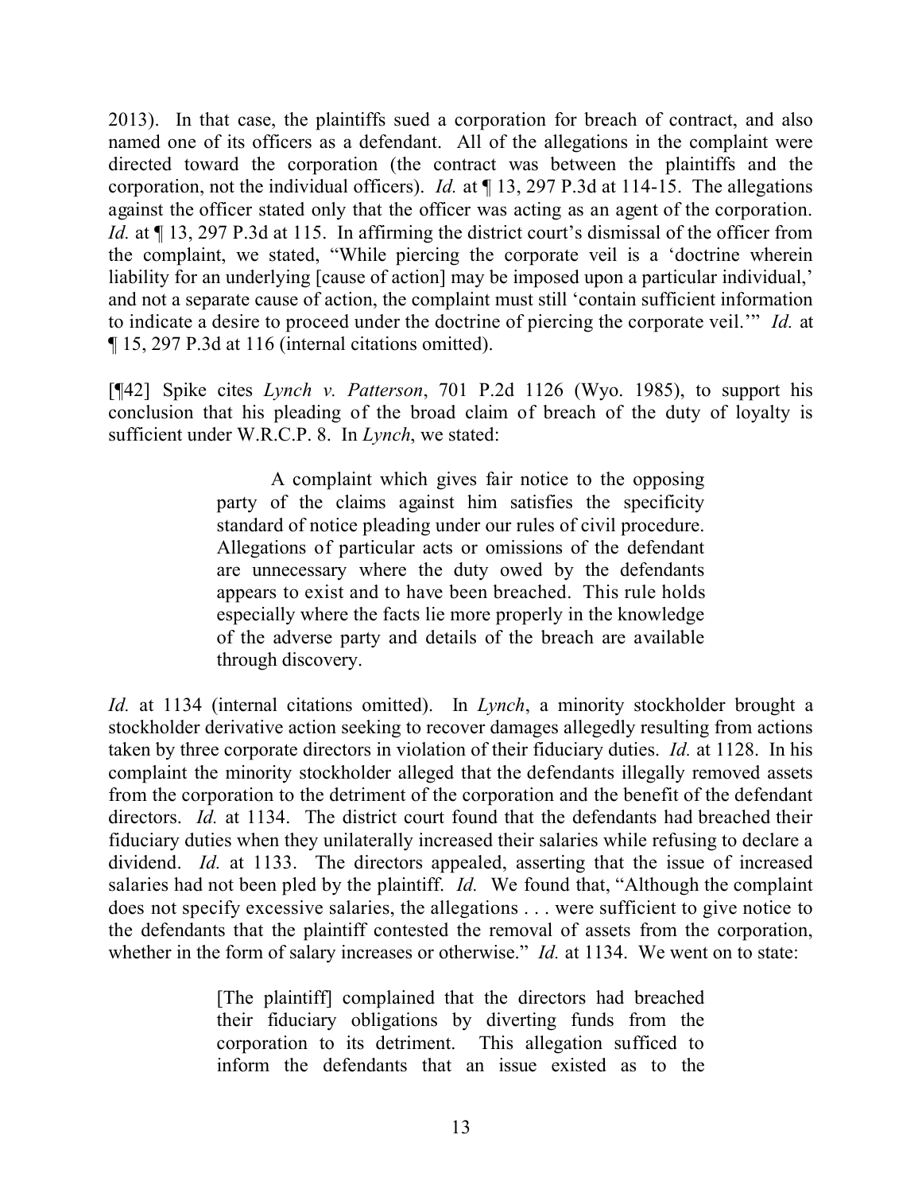2013). In that case, the plaintiffs sued a corporation for breach of contract, and also named one of its officers as a defendant. All of the allegations in the complaint were directed toward the corporation (the contract was between the plaintiffs and the corporation, not the individual officers). *Id.* at ¶ 13, 297 P.3d at 114-15. The allegations against the officer stated only that the officer was acting as an agent of the corporation. *Id.* at ¶ 13, 297 P.3d at 115. In affirming the district court's dismissal of the officer from the complaint, we stated, "While piercing the corporate veil is a 'doctrine wherein liability for an underlying [cause of action] may be imposed upon a particular individual,' and not a separate cause of action, the complaint must still 'contain sufficient information to indicate a desire to proceed under the doctrine of piercing the corporate veil.'" *Id.* at ¶ 15, 297 P.3d at 116 (internal citations omitted).

[¶42] Spike cites *Lynch v. Patterson*, 701 P.2d 1126 (Wyo. 1985), to support his conclusion that his pleading of the broad claim of breach of the duty of loyalty is sufficient under W.R.C.P. 8. In *Lynch*, we stated:

> A complaint which gives fair notice to the opposing party of the claims against him satisfies the specificity standard of notice pleading under our rules of civil procedure. Allegations of particular acts or omissions of the defendant are unnecessary where the duty owed by the defendants appears to exist and to have been breached. This rule holds especially where the facts lie more properly in the knowledge of the adverse party and details of the breach are available through discovery.

*Id.* at 1134 (internal citations omitted). In *Lynch*, a minority stockholder brought a stockholder derivative action seeking to recover damages allegedly resulting from actions taken by three corporate directors in violation of their fiduciary duties. *Id.* at 1128. In his complaint the minority stockholder alleged that the defendants illegally removed assets from the corporation to the detriment of the corporation and the benefit of the defendant directors. *Id.* at 1134. The district court found that the defendants had breached their fiduciary duties when they unilaterally increased their salaries while refusing to declare a dividend. *Id.* at 1133. The directors appealed, asserting that the issue of increased salaries had not been pled by the plaintiff. *Id.* We found that, "Although the complaint does not specify excessive salaries, the allegations . . . were sufficient to give notice to the defendants that the plaintiff contested the removal of assets from the corporation, whether in the form of salary increases or otherwise." *Id.* at 1134. We went on to state:

> [The plaintiff] complained that the directors had breached their fiduciary obligations by diverting funds from the corporation to its detriment. This allegation sufficed to inform the defendants that an issue existed as to the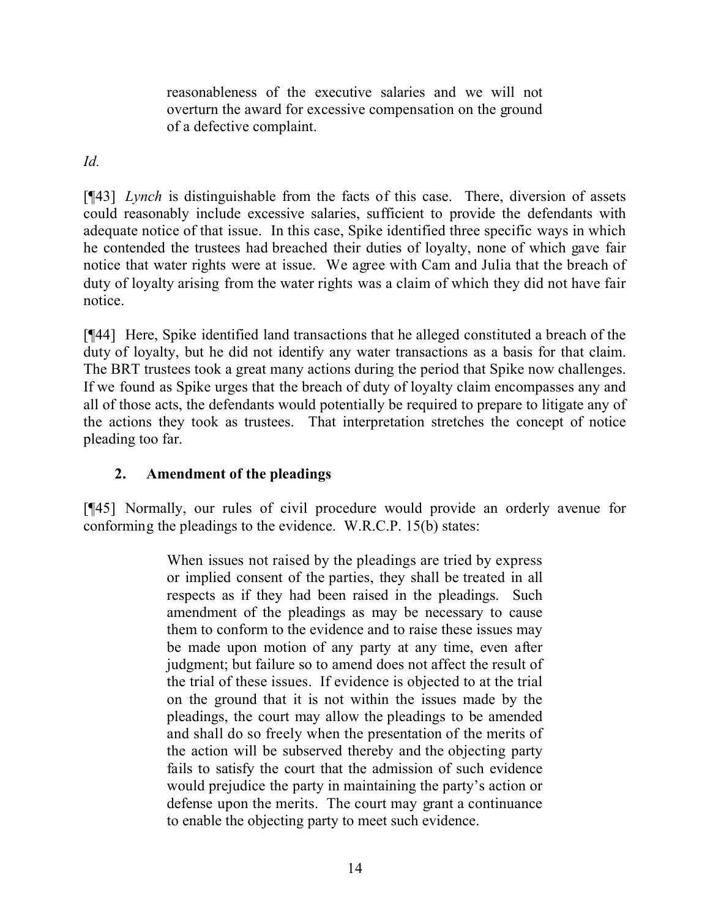> reasonableness of the executive salaries and we will not overturn the award for excessive compensation on the ground of a defective complaint.

*Id.*

[¶43] *Lynch* is distinguishable from the facts of this case. There, diversion of assets could reasonably include excessive salaries, sufficient to provide the defendants with adequate notice of that issue. In this case, Spike identified three specific ways in which he contended the trustees had breached their duties of loyalty, none of which gave fair notice that water rights were at issue. We agree with Cam and Julia that the breach of duty of loyalty arising from the water rights was a claim of which they did not have fair notice.

[¶44] Here, Spike identified land transactions that he alleged constituted a breach of the duty of loyalty, but he did not identify any water transactions as a basis for that claim. The BRT trustees took a great many actions during the period that Spike now challenges. If we found as Spike urges that the breach of duty of loyalty claim encompasses any and all of those acts, the defendants would potentially be required to prepare to litigate any of the actions they took as trustees. That interpretation stretches the concept of notice pleading too far.

### 2. Amendment of the pleadings

[¶45] Normally, our rules of civil procedure would provide an orderly avenue for conforming the pleadings to the evidence. W.R.C.P. 15(b) states:

> When issues not raised by the pleadings are tried by express or implied consent of the parties, they shall be treated in all respects as if they had been raised in the pleadings. Such amendment of the pleadings as may be necessary to cause them to conform to the evidence and to raise these issues may be made upon motion of any party at any time, even after judgment; but failure so to amend does not affect the result of the trial of these issues. If evidence is objected to at the trial on the ground that it is not within the issues made by the pleadings, the court may allow the pleadings to be amended and shall do so freely when the presentation of the merits of the action will be subserved thereby and the objecting party fails to satisfy the court that the admission of such evidence would prejudice the party in maintaining the party's action or defense upon the merits. The court may grant a continuance to enable the objecting party to meet such evidence.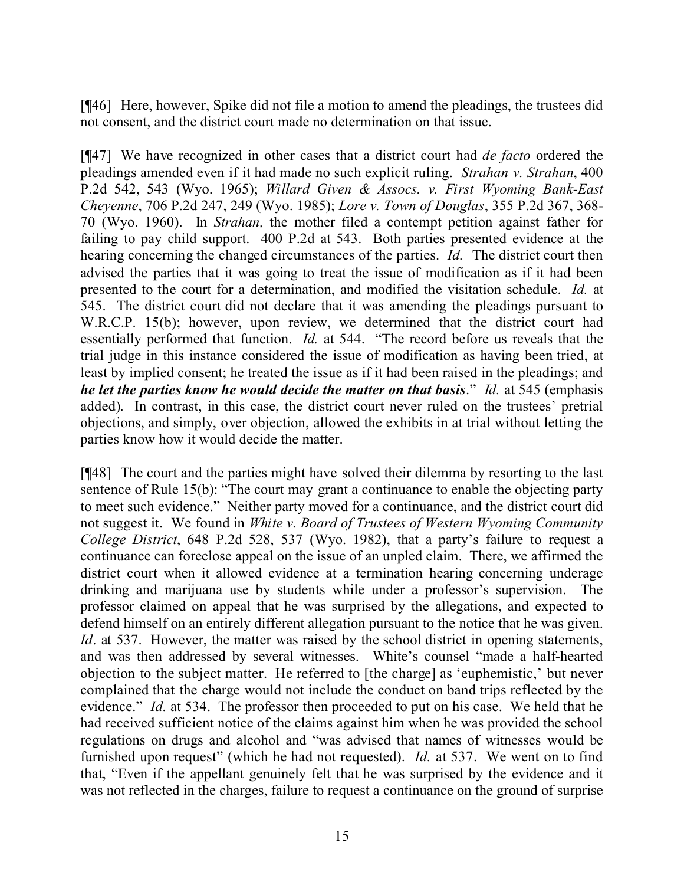[¶46] Here, however, Spike did not file a motion to amend the pleadings, the trustees did not consent, and the district court made no determination on that issue.

[¶47] We have recognized in other cases that a district court had *de facto* ordered the pleadings amended even if it had made no such explicit ruling. *Strahan v. Strahan*, 400 P.2d 542, 543 (Wyo. 1965); *Willard Given & Assocs. v. First Wyoming Bank-East Cheyenne*, 706 P.2d 247, 249 (Wyo. 1985); *Lore v. Town of Douglas*, 355 P.2d 367, 368-70 (Wyo. 1960). In *Strahan,* the mother filed a contempt petition against father for failing to pay child support. 400 P.2d at 543. Both parties presented evidence at the hearing concerning the changed circumstances of the parties. *Id.* The district court then advised the parties that it was going to treat the issue of modification as if it had been presented to the court for a determination, and modified the visitation schedule. *Id.* at 545. The district court did not declare that it was amending the pleadings pursuant to W.R.C.P. 15(b); however, upon review, we determined that the district court had essentially performed that function. *Id.* at 544. "The record before us reveals that the trial judge in this instance considered the issue of modification as having been tried, at least by implied consent; he treated the issue as if it had been raised in the pleadings; and ***he let the parties know he would decide the matter on that basis***." *Id.* at 545 (emphasis added). In contrast, in this case, the district court never ruled on the trustees' pretrial objections, and simply, over objection, allowed the exhibits in at trial without letting the parties know how it would decide the matter.

[¶48] The court and the parties might have solved their dilemma by resorting to the last sentence of Rule 15(b): "The court may grant a continuance to enable the objecting party to meet such evidence." Neither party moved for a continuance, and the district court did not suggest it. We found in *White v. Board of Trustees of Western Wyoming Community College District*, 648 P.2d 528, 537 (Wyo. 1982), that a party's failure to request a continuance can foreclose appeal on the issue of an unpled claim. There, we affirmed the district court when it allowed evidence at a termination hearing concerning underage drinking and marijuana use by students while under a professor's supervision. The professor claimed on appeal that he was surprised by the allegations, and expected to defend himself on an entirely different allegation pursuant to the notice that he was given. *Id*. at 537. However, the matter was raised by the school district in opening statements, and was then addressed by several witnesses. White's counsel "made a half-hearted objection to the subject matter. He referred to [the charge] as 'euphemistic,' but never complained that the charge would not include the conduct on band trips reflected by the evidence." *Id.* at 534. The professor then proceeded to put on his case. We held that he had received sufficient notice of the claims against him when he was provided the school regulations on drugs and alcohol and "was advised that names of witnesses would be furnished upon request" (which he had not requested). *Id.* at 537. We went on to find that, "Even if the appellant genuinely felt that he was surprised by the evidence and it was not reflected in the charges, failure to request a continuance on the ground of surprise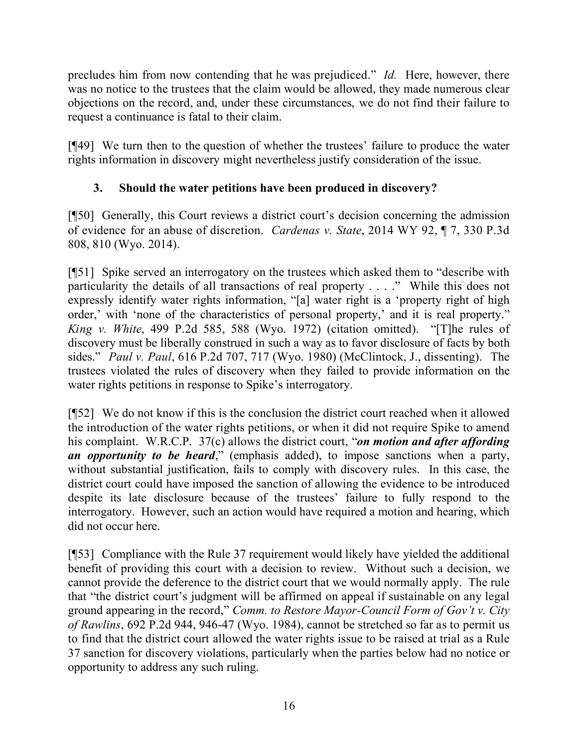precludes him from now contending that he was prejudiced." *Id.* Here, however, there was no notice to the trustees that the claim would be allowed, they made numerous clear objections on the record, and, under these circumstances, we do not find their failure to request a continuance is fatal to their claim.

[¶49] We turn then to the question of whether the trustees' failure to produce the water rights information in discovery might nevertheless justify consideration of the issue.

### 3. Should the water petitions have been produced in discovery?

[¶50] Generally, this Court reviews a district court's decision concerning the admission of evidence for an abuse of discretion. *Cardenas v. State*, 2014 WY 92, ¶ 7, 330 P.3d 808, 810 (Wyo. 2014).

[¶51] Spike served an interrogatory on the trustees which asked them to "describe with particularity the details of all transactions of real property . . . ." While this does not expressly identify water rights information, "[a] water right is a 'property right of high order,' with 'none of the characteristics of personal property,' and it is real property." *King v. White*, 499 P.2d 585, 588 (Wyo. 1972) (citation omitted). "[T]he rules of discovery must be liberally construed in such a way as to favor disclosure of facts by both sides." *Paul v. Paul*, 616 P.2d 707, 717 (Wyo. 1980) (McClintock, J., dissenting). The trustees violated the rules of discovery when they failed to provide information on the water rights petitions in response to Spike's interrogatory.

[¶52] We do not know if this is the conclusion the district court reached when it allowed the introduction of the water rights petitions, or when it did not require Spike to amend his complaint. W.R.C.P. 37(c) allows the district court, "***on motion and after affording an opportunity to be heard***," (emphasis added), to impose sanctions when a party, without substantial justification, fails to comply with discovery rules. In this case, the district court could have imposed the sanction of allowing the evidence to be introduced despite its late disclosure because of the trustees' failure to fully respond to the interrogatory. However, such an action would have required a motion and hearing, which did not occur here.

[¶53] Compliance with the Rule 37 requirement would likely have yielded the additional benefit of providing this court with a decision to review. Without such a decision, we cannot provide the deference to the district court that we would normally apply. The rule that "the district court's judgment will be affirmed on appeal if sustainable on any legal ground appearing in the record," *Comm. to Restore Mayor-Council Form of Gov't v. City of Rawlins*, 692 P.2d 944, 946-47 (Wyo. 1984), cannot be stretched so far as to permit us to find that the district court allowed the water rights issue to be raised at trial as a Rule 37 sanction for discovery violations, particularly when the parties below had no notice or opportunity to address any such ruling.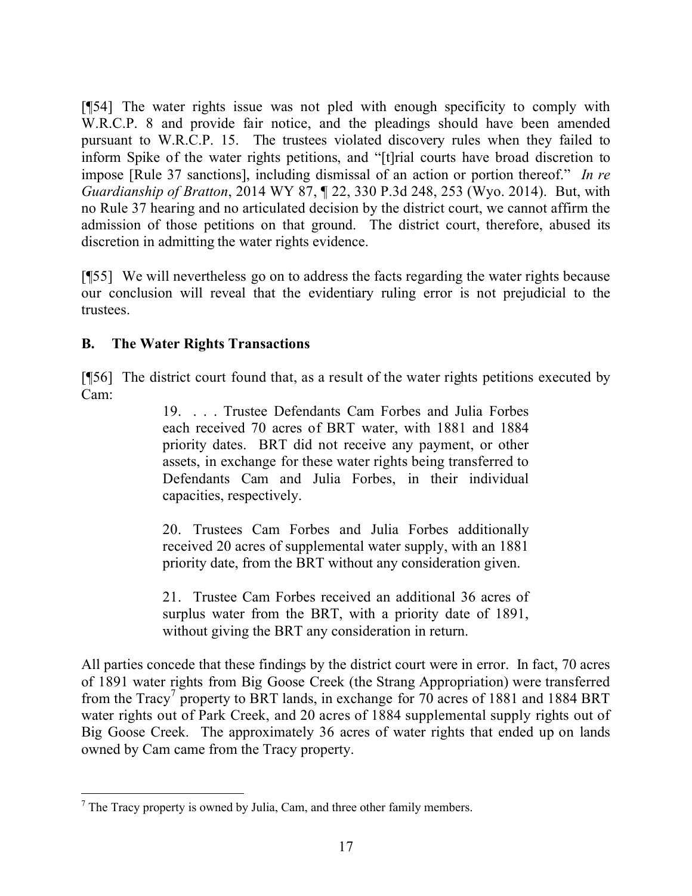[¶54] The water rights issue was not pled with enough specificity to comply with W.R.C.P. 8 and provide fair notice, and the pleadings should have been amended pursuant to W.R.C.P. 15. The trustees violated discovery rules when they failed to inform Spike of the water rights petitions, and "[t]rial courts have broad discretion to impose [Rule 37 sanctions], including dismissal of an action or portion thereof." *In re Guardianship of Bratton*, 2014 WY 87, ¶ 22, 330 P.3d 248, 253 (Wyo. 2014). But, with no Rule 37 hearing and no articulated decision by the district court, we cannot affirm the admission of those petitions on that ground. The district court, therefore, abused its discretion in admitting the water rights evidence.

[¶55] We will nevertheless go on to address the facts regarding the water rights because our conclusion will reveal that the evidentiary ruling error is not prejudicial to the trustees.

### B. The Water Rights Transactions

[¶56] The district court found that, as a result of the water rights petitions executed by Cam:

> 19. . . . Trustee Defendants Cam Forbes and Julia Forbes each received 70 acres of BRT water, with 1881 and 1884 priority dates. BRT did not receive any payment, or other assets, in exchange for these water rights being transferred to Defendants Cam and Julia Forbes, in their individual capacities, respectively.
>
> 20. Trustees Cam Forbes and Julia Forbes additionally received 20 acres of supplemental water supply, with an 1881 priority date, from the BRT without any consideration given.
>
> 21. Trustee Cam Forbes received an additional 36 acres of surplus water from the BRT, with a priority date of 1891, without giving the BRT any consideration in return.

All parties concede that these findings by the district court were in error. In fact, 70 acres of 1891 water rights from Big Goose Creek (the Strang Appropriation) were transferred from the Tracy[7] property to BRT lands, in exchange for 70 acres of 1881 and 1884 BRT water rights out of Park Creek, and 20 acres of 1884 supplemental supply rights out of Big Goose Creek. The approximately 36 acres of water rights that ended up on lands owned by Cam came from the Tracy property.

---

[7] The Tracy property is owned by Julia, Cam, and three other family members.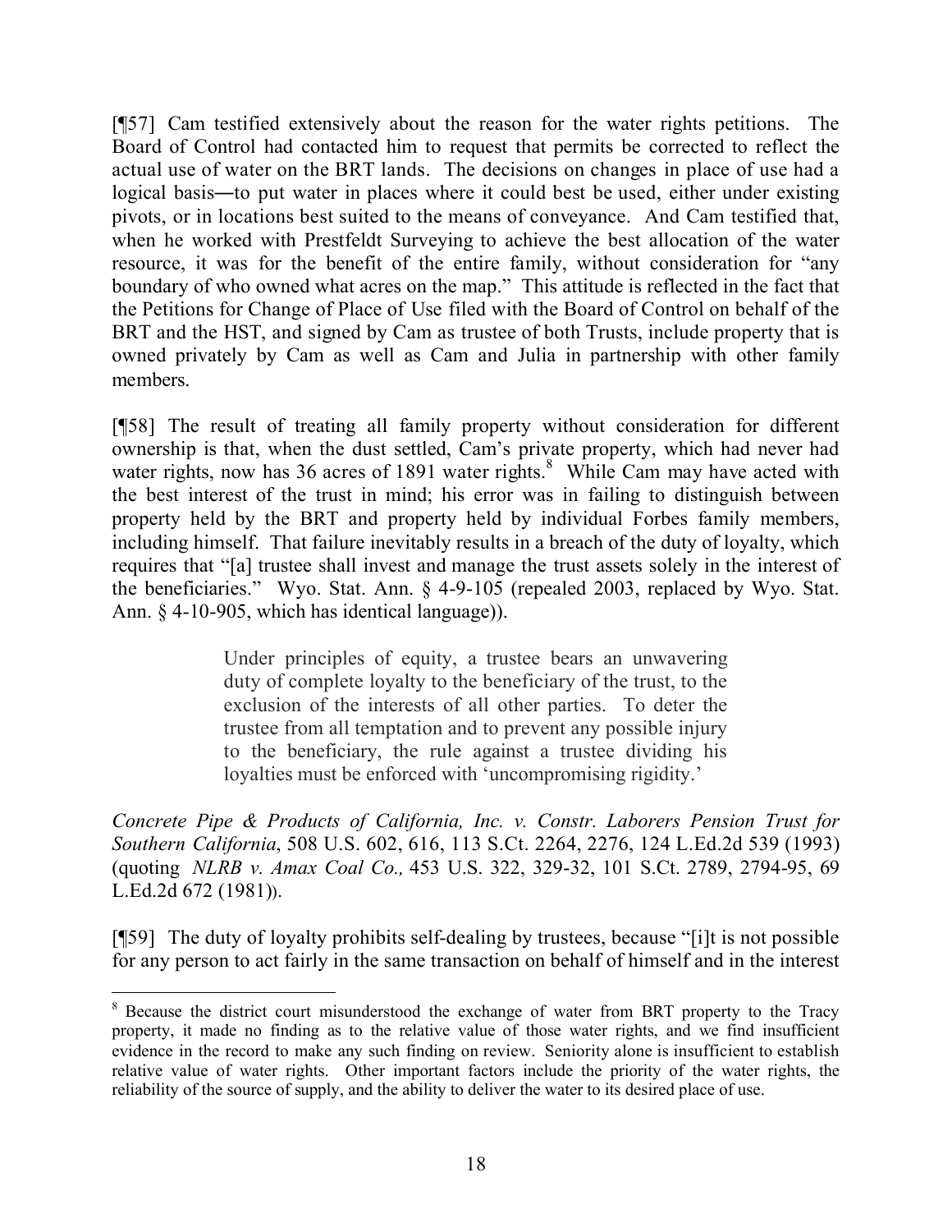[¶57] Cam testified extensively about the reason for the water rights petitions. The Board of Control had contacted him to request that permits be corrected to reflect the actual use of water on the BRT lands. The decisions on changes in place of use had a logical basis―to put water in places where it could best be used, either under existing pivots, or in locations best suited to the means of conveyance. And Cam testified that, when he worked with Prestfeldt Surveying to achieve the best allocation of the water resource, it was for the benefit of the entire family, without consideration for "any boundary of who owned what acres on the map." This attitude is reflected in the fact that the Petitions for Change of Place of Use filed with the Board of Control on behalf of the BRT and the HST, and signed by Cam as trustee of both Trusts, include property that is owned privately by Cam as well as Cam and Julia in partnership with other family members.

[¶58] The result of treating all family property without consideration for different ownership is that, when the dust settled, Cam's private property, which had never had water rights, now has 36 acres of 1891 water rights.[8] While Cam may have acted with the best interest of the trust in mind; his error was in failing to distinguish between property held by the BRT and property held by individual Forbes family members, including himself. That failure inevitably results in a breach of the duty of loyalty, which requires that "[a] trustee shall invest and manage the trust assets solely in the interest of the beneficiaries." Wyo. Stat. Ann. § 4-9-105 (repealed 2003, replaced by Wyo. Stat. Ann. § 4-10-905, which has identical language)).

> Under principles of equity, a trustee bears an unwavering duty of complete loyalty to the beneficiary of the trust, to the exclusion of the interests of all other parties. To deter the trustee from all temptation and to prevent any possible injury to the beneficiary, the rule against a trustee dividing his loyalties must be enforced with 'uncompromising rigidity.'

*Concrete Pipe & Products of California, Inc. v. Constr. Laborers Pension Trust for Southern California*, 508 U.S. 602, 616, 113 S.Ct. 2264, 2276, 124 L.Ed.2d 539 (1993) (quoting *NLRB v. Amax Coal Co.,* 453 U.S. 322, 329-32, 101 S.Ct. 2789, 2794-95, 69 L.Ed.2d 672 (1981)).

[¶59] The duty of loyalty prohibits self-dealing by trustees, because "[i]t is not possible for any person to act fairly in the same transaction on behalf of himself and in the interest

---

[8] Because the district court misunderstood the exchange of water from BRT property to the Tracy property, it made no finding as to the relative value of those water rights, and we find insufficient evidence in the record to make any such finding on review. Seniority alone is insufficient to establish relative value of water rights. Other important factors include the priority of the water rights, the reliability of the source of supply, and the ability to deliver the water to its desired place of use.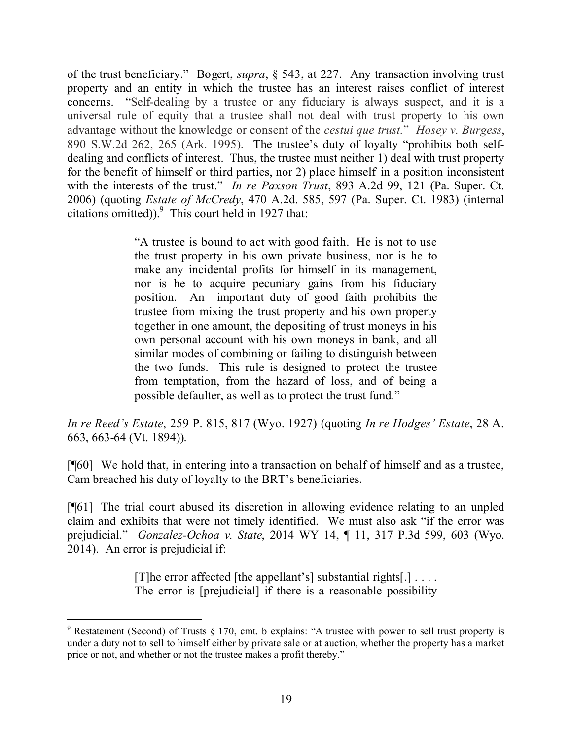of the trust beneficiary." Bogert, *supra*, § 543, at 227. Any transaction involving trust property and an entity in which the trustee has an interest raises conflict of interest concerns. "Self-dealing by a trustee or any fiduciary is always suspect, and it is a universal rule of equity that a trustee shall not deal with trust property to his own advantage without the knowledge or consent of the *cestui que trust.*" *Hosey v. Burgess*, 890 S.W.2d 262, 265 (Ark. 1995). The trustee's duty of loyalty "prohibits both self-dealing and conflicts of interest. Thus, the trustee must neither 1) deal with trust property for the benefit of himself or third parties, nor 2) place himself in a position inconsistent with the interests of the trust." *In re Paxson Trust*, 893 A.2d 99, 121 (Pa. Super. Ct. 2006) (quoting *Estate of McCredy*, 470 A.2d. 585, 597 (Pa. Super. Ct. 1983) (internal citations omitted)).[9] This court held in 1927 that:

> "A trustee is bound to act with good faith. He is not to use the trust property in his own private business, nor is he to make any incidental profits for himself in its management, nor is he to acquire pecuniary gains from his fiduciary position. An important duty of good faith prohibits the trustee from mixing the trust property and his own property together in one amount, the depositing of trust moneys in his own personal account with his own moneys in bank, and all similar modes of combining or failing to distinguish between the two funds. This rule is designed to protect the trustee from temptation, from the hazard of loss, and of being a possible defaulter, as well as to protect the trust fund."

*In re Reed's Estate*, 259 P. 815, 817 (Wyo. 1927) (quoting *In re Hodges' Estate*, 28 A. 663, 663-64 (Vt. 1894)).

[¶60] We hold that, in entering into a transaction on behalf of himself and as a trustee, Cam breached his duty of loyalty to the BRT's beneficiaries.

[¶61] The trial court abused its discretion in allowing evidence relating to an unpled claim and exhibits that were not timely identified. We must also ask "if the error was prejudicial." *Gonzalez-Ochoa v. State*, 2014 WY 14, ¶ 11, 317 P.3d 599, 603 (Wyo. 2014). An error is prejudicial if:

> [T]he error affected [the appellant's] substantial rights[.] . . . . The error is [prejudicial] if there is a reasonable possibility

---

[9] Restatement (Second) of Trusts § 170, cmt. b explains: "A trustee with power to sell trust property is under a duty not to sell to himself either by private sale or at auction, whether the property has a market price or not, and whether or not the trustee makes a profit thereby."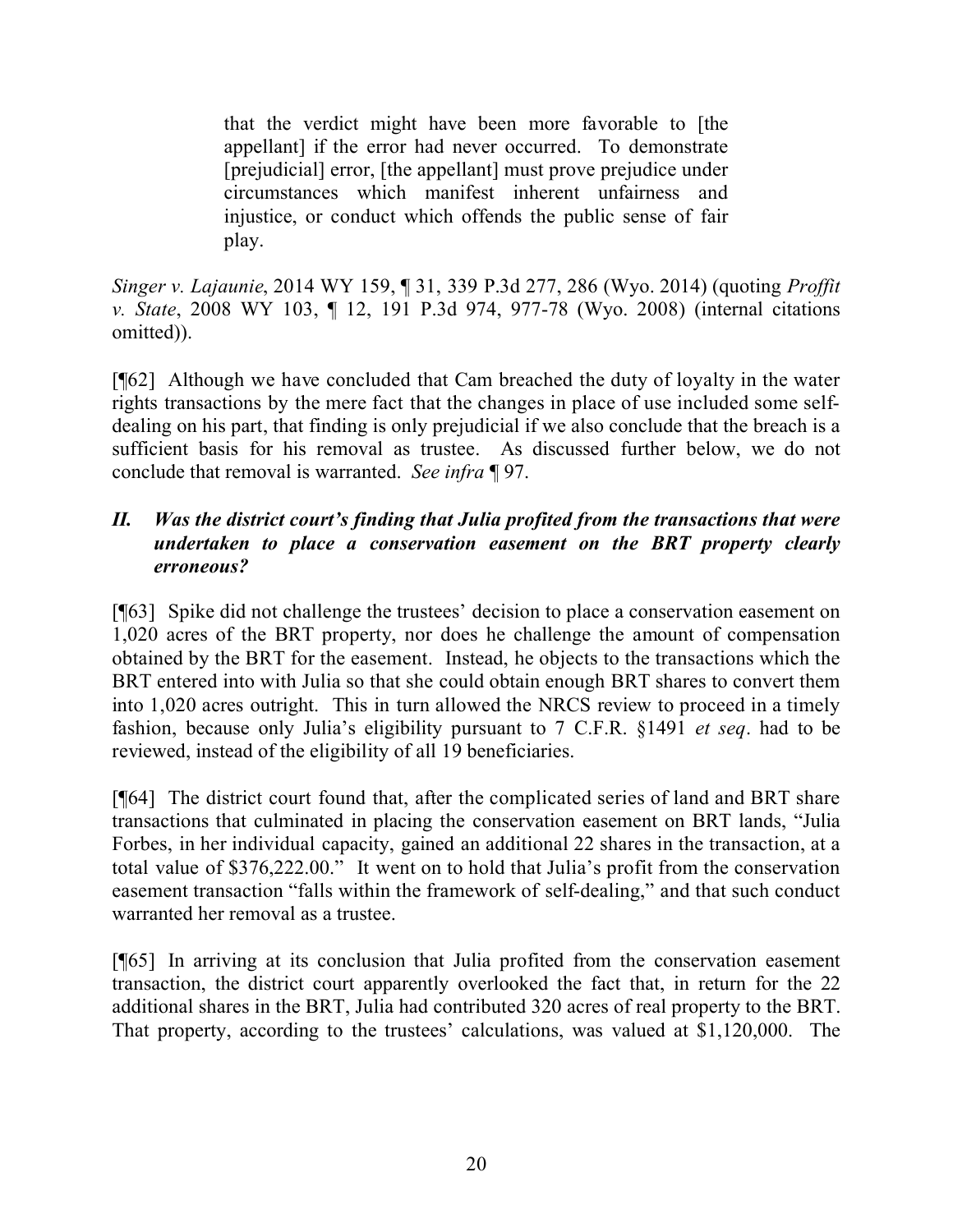> that the verdict might have been more favorable to [the appellant] if the error had never occurred. To demonstrate [prejudicial] error, [the appellant] must prove prejudice under circumstances which manifest inherent unfairness and injustice, or conduct which offends the public sense of fair play.

*Singer v. Lajaunie*, 2014 WY 159, ¶ 31, 339 P.3d 277, 286 (Wyo. 2014) (quoting *Proffit v. State*, 2008 WY 103, ¶ 12, 191 P.3d 974, 977-78 (Wyo. 2008) (internal citations omitted)).

[¶62] Although we have concluded that Cam breached the duty of loyalty in the water rights transactions by the mere fact that the changes in place of use included some self-dealing on his part, that finding is only prejudicial if we also conclude that the breach is a sufficient basis for his removal as trustee. As discussed further below, we do not conclude that removal is warranted. *See infra* ¶ 97.

### *II. Was the district court's finding that Julia profited from the transactions that were undertaken to place a conservation easement on the BRT property clearly erroneous?*

[¶63] Spike did not challenge the trustees' decision to place a conservation easement on 1,020 acres of the BRT property, nor does he challenge the amount of compensation obtained by the BRT for the easement. Instead, he objects to the transactions which the BRT entered into with Julia so that she could obtain enough BRT shares to convert them into 1,020 acres outright. This in turn allowed the NRCS review to proceed in a timely fashion, because only Julia's eligibility pursuant to 7 C.F.R. §1491 *et seq*. had to be reviewed, instead of the eligibility of all 19 beneficiaries.

[¶64] The district court found that, after the complicated series of land and BRT share transactions that culminated in placing the conservation easement on BRT lands, "Julia Forbes, in her individual capacity, gained an additional 22 shares in the transaction, at a total value of $376,222.00." It went on to hold that Julia's profit from the conservation easement transaction "falls within the framework of self-dealing," and that such conduct warranted her removal as a trustee.

[¶65] In arriving at its conclusion that Julia profited from the conservation easement transaction, the district court apparently overlooked the fact that, in return for the 22 additional shares in the BRT, Julia had contributed 320 acres of real property to the BRT. That property, according to the trustees' calculations, was valued at $1,120,000. The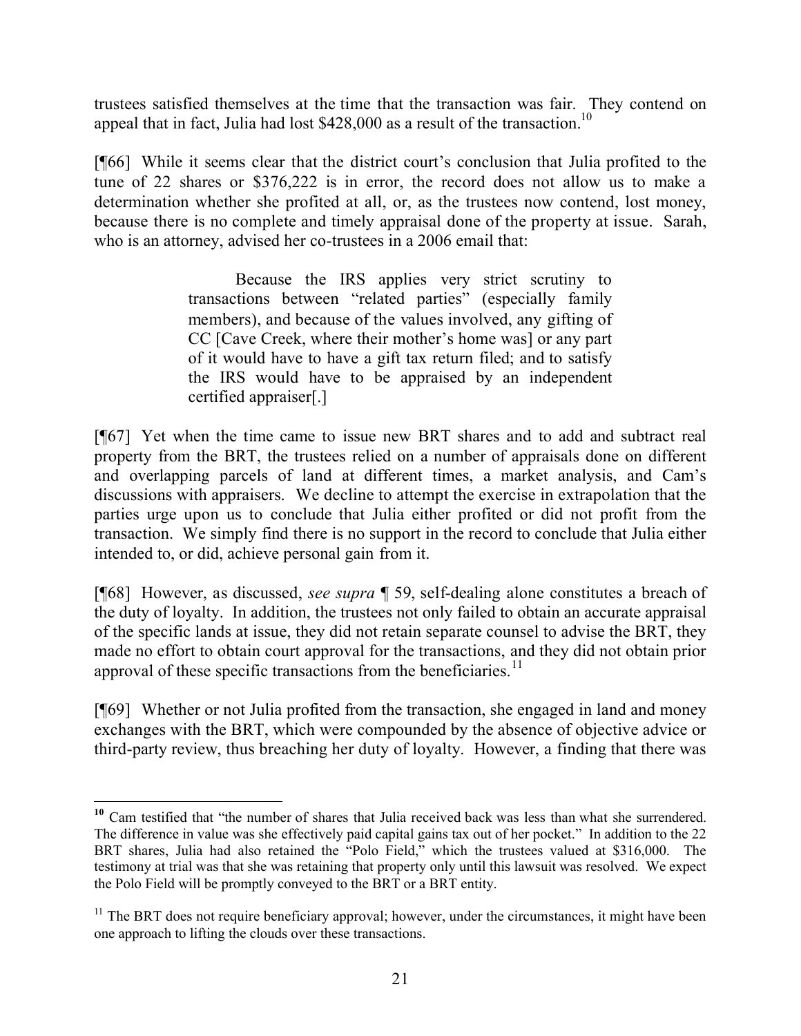trustees satisfied themselves at the time that the transaction was fair. They contend on appeal that in fact, Julia had lost $428,000 as a result of the transaction.[10]

[¶66] While it seems clear that the district court's conclusion that Julia profited to the tune of 22 shares or $376,222 is in error, the record does not allow us to make a determination whether she profited at all, or, as the trustees now contend, lost money, because there is no complete and timely appraisal done of the property at issue. Sarah, who is an attorney, advised her co-trustees in a 2006 email that:

> Because the IRS applies very strict scrutiny to transactions between "related parties" (especially family members), and because of the values involved, any gifting of CC [Cave Creek, where their mother's home was] or any part of it would have to have a gift tax return filed; and to satisfy the IRS would have to be appraised by an independent certified appraiser[.]

[¶67] Yet when the time came to issue new BRT shares and to add and subtract real property from the BRT, the trustees relied on a number of appraisals done on different and overlapping parcels of land at different times, a market analysis, and Cam's discussions with appraisers. We decline to attempt the exercise in extrapolation that the parties urge upon us to conclude that Julia either profited or did not profit from the transaction. We simply find there is no support in the record to conclude that Julia either intended to, or did, achieve personal gain from it.

[¶68] However, as discussed, *see supra* ¶ 59, self-dealing alone constitutes a breach of the duty of loyalty. In addition, the trustees not only failed to obtain an accurate appraisal of the specific lands at issue, they did not retain separate counsel to advise the BRT, they made no effort to obtain court approval for the transactions, and they did not obtain prior approval of these specific transactions from the beneficiaries.[11]

[¶69] Whether or not Julia profited from the transaction, she engaged in land and money exchanges with the BRT, which were compounded by the absence of objective advice or third-party review, thus breaching her duty of loyalty. However, a finding that there was

---

[10] Cam testified that "the number of shares that Julia received back was less than what she surrendered. The difference in value was she effectively paid capital gains tax out of her pocket." In addition to the 22 BRT shares, Julia had also retained the "Polo Field," which the trustees valued at $316,000. The testimony at trial was that she was retaining that property only until this lawsuit was resolved. We expect the Polo Field will be promptly conveyed to the BRT or a BRT entity.

[11] The BRT does not require beneficiary approval; however, under the circumstances, it might have been one approach to lifting the clouds over these transactions.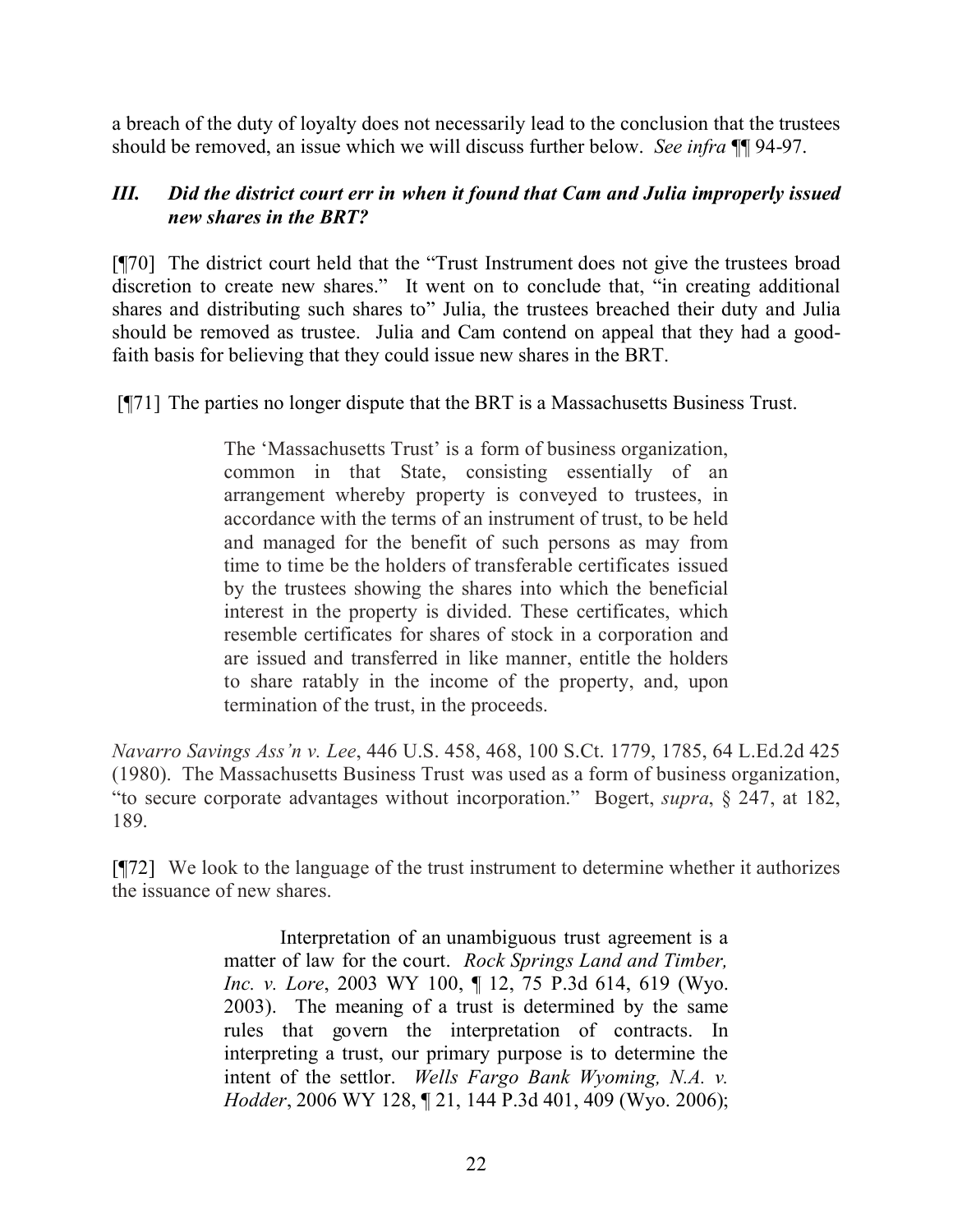a breach of the duty of loyalty does not necessarily lead to the conclusion that the trustees should be removed, an issue which we will discuss further below. *See infra* ¶¶ 94-97.

### *III. Did the district court err in when it found that Cam and Julia improperly issued new shares in the BRT?*

[¶70] The district court held that the "Trust Instrument does not give the trustees broad discretion to create new shares." It went on to conclude that, "in creating additional shares and distributing such shares to" Julia, the trustees breached their duty and Julia should be removed as trustee. Julia and Cam contend on appeal that they had a good-faith basis for believing that they could issue new shares in the BRT.

[¶71] The parties no longer dispute that the BRT is a Massachusetts Business Trust.

> The 'Massachusetts Trust' is a form of business organization, common in that State, consisting essentially of an arrangement whereby property is conveyed to trustees, in accordance with the terms of an instrument of trust, to be held and managed for the benefit of such persons as may from time to time be the holders of transferable certificates issued by the trustees showing the shares into which the beneficial interest in the property is divided. These certificates, which resemble certificates for shares of stock in a corporation and are issued and transferred in like manner, entitle the holders to share ratably in the income of the property, and, upon termination of the trust, in the proceeds.

*Navarro Savings Ass'n v. Lee*, 446 U.S. 458, 468, 100 S.Ct. 1779, 1785, 64 L.Ed.2d 425 (1980). The Massachusetts Business Trust was used as a form of business organization, "to secure corporate advantages without incorporation." Bogert, *supra*, § 247, at 182, 189.

[¶72] We look to the language of the trust instrument to determine whether it authorizes the issuance of new shares.

> Interpretation of an unambiguous trust agreement is a matter of law for the court. *Rock Springs Land and Timber, Inc. v. Lore*, 2003 WY 100, ¶ 12, 75 P.3d 614, 619 (Wyo. 2003). The meaning of a trust is determined by the same rules that govern the interpretation of contracts. In interpreting a trust, our primary purpose is to determine the intent of the settlor. *Wells Fargo Bank Wyoming, N.A. v. Hodder*, 2006 WY 128, ¶ 21, 144 P.3d 401, 409 (Wyo. 2006);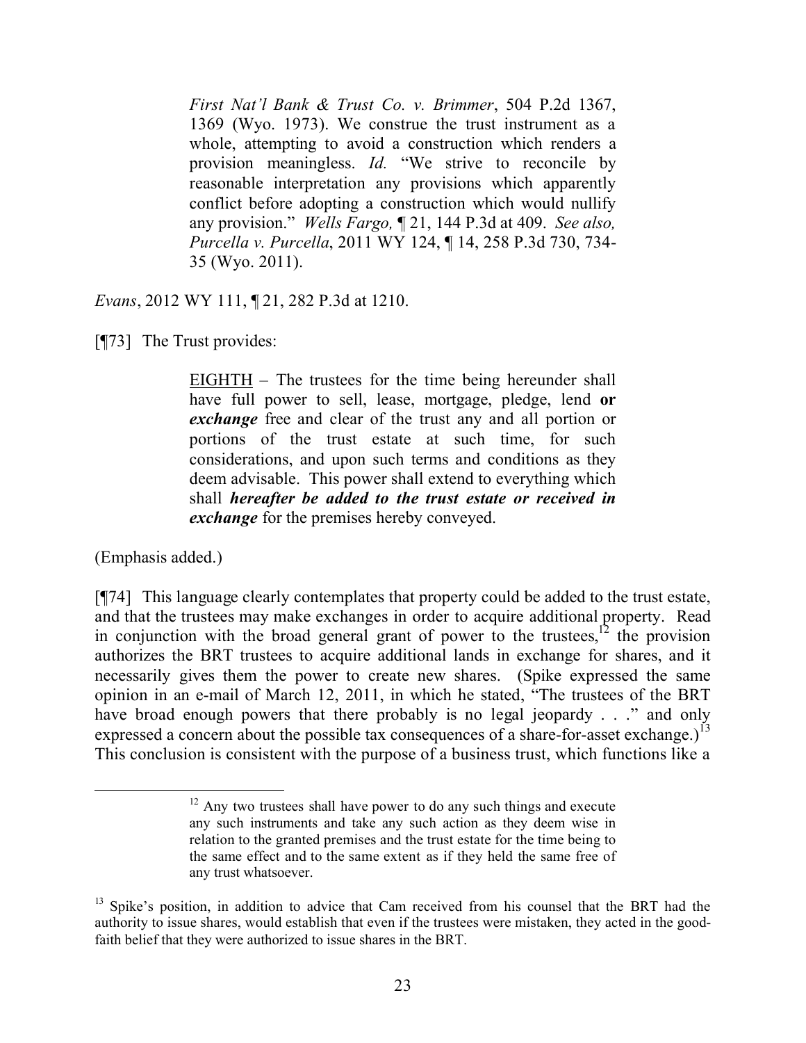> *First Nat'l Bank & Trust Co. v. Brimmer*, 504 P.2d 1367, 1369 (Wyo. 1973). We construe the trust instrument as a whole, attempting to avoid a construction which renders a provision meaningless. *Id.* "We strive to reconcile by reasonable interpretation any provisions which apparently conflict before adopting a construction which would nullify any provision." *Wells Fargo,* ¶ 21, 144 P.3d at 409. *See also, Purcella v. Purcella*, 2011 WY 124, ¶ 14, 258 P.3d 730, 734-35 (Wyo. 2011).

*Evans*, 2012 WY 111, ¶ 21, 282 P.3d at 1210.

[¶73] The Trust provides:

> EIGHTH – The trustees for the time being hereunder shall have full power to sell, lease, mortgage, pledge, lend **or *exchange*** free and clear of the trust any and all portion or portions of the trust estate at such time, for such considerations, and upon such terms and conditions as they deem advisable. This power shall extend to everything which shall ***hereafter be added to the trust estate or received in exchange*** for the premises hereby conveyed.

(Emphasis added.)

[¶74] This language clearly contemplates that property could be added to the trust estate, and that the trustees may make exchanges in order to acquire additional property. Read in conjunction with the broad general grant of power to the trustees,[12] the provision authorizes the BRT trustees to acquire additional lands in exchange for shares, and it necessarily gives them the power to create new shares. (Spike expressed the same opinion in an e-mail of March 12, 2011, in which he stated, "The trustees of the BRT have broad enough powers that there probably is no legal jeopardy . . ." and only expressed a concern about the possible tax consequences of a share-for-asset exchange.)[13] This conclusion is consistent with the purpose of a business trust, which functions like a

---

> [12] Any two trustees shall have power to do any such things and execute any such instruments and take any such action as they deem wise in relation to the granted premises and the trust estate for the time being to the same effect and to the same extent as if they held the same free of any trust whatsoever.

[13] Spike's position, in addition to advice that Cam received from his counsel that the BRT had the authority to issue shares, would establish that even if the trustees were mistaken, they acted in the good-faith belief that they were authorized to issue shares in the BRT.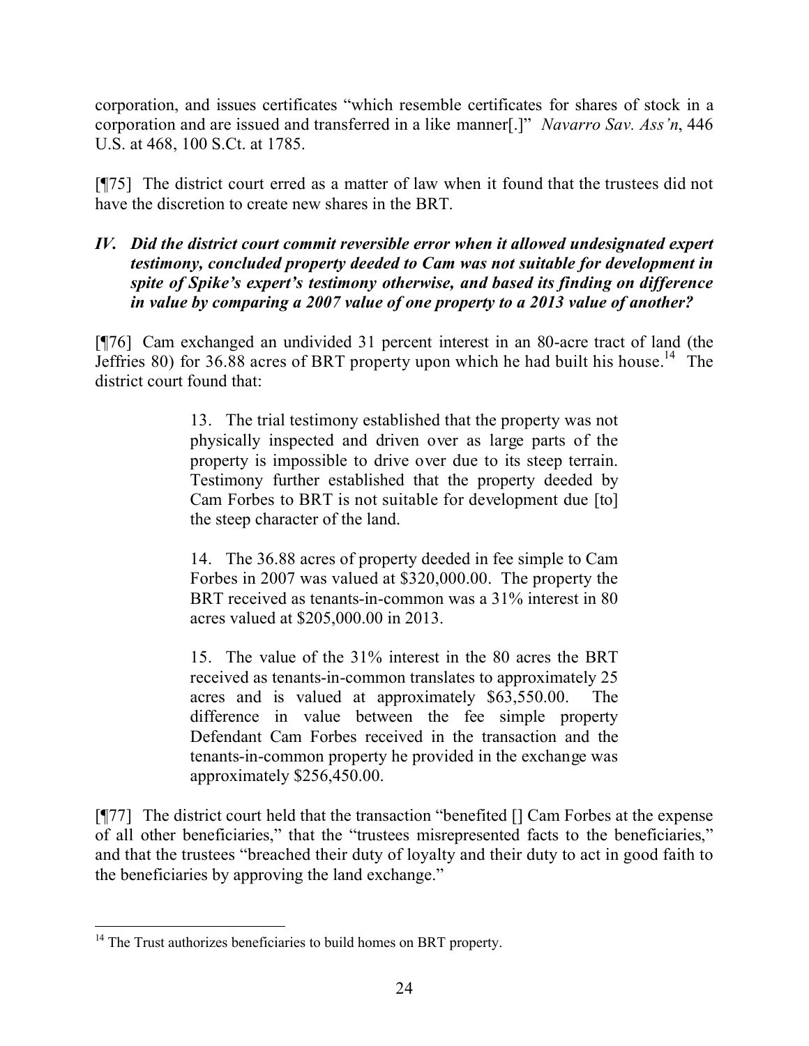corporation, and issues certificates "which resemble certificates for shares of stock in a corporation and are issued and transferred in a like manner[.]" *Navarro Sav. Ass'n*, 446 U.S. at 468, 100 S.Ct. at 1785.

[¶75] The district court erred as a matter of law when it found that the trustees did not have the discretion to create new shares in the BRT.

### *IV. Did the district court commit reversible error when it allowed undesignated expert testimony, concluded property deeded to Cam was not suitable for development in spite of Spike's expert's testimony otherwise, and based its finding on difference in value by comparing a 2007 value of one property to a 2013 value of another?*

[¶76] Cam exchanged an undivided 31 percent interest in an 80-acre tract of land (the Jeffries 80) for 36.88 acres of BRT property upon which he had built his house.[14] The district court found that:

> 13. The trial testimony established that the property was not physically inspected and driven over as large parts of the property is impossible to drive over due to its steep terrain. Testimony further established that the property deeded by Cam Forbes to BRT is not suitable for development due [to] the steep character of the land.
>
> 14. The 36.88 acres of property deeded in fee simple to Cam Forbes in 2007 was valued at $320,000.00. The property the BRT received as tenants-in-common was a 31% interest in 80 acres valued at $205,000.00 in 2013.
>
> 15. The value of the 31% interest in the 80 acres the BRT received as tenants-in-common translates to approximately 25 acres and is valued at approximately $63,550.00. The difference in value between the fee simple property Defendant Cam Forbes received in the transaction and the tenants-in-common property he provided in the exchange was approximately $256,450.00.

[¶77] The district court held that the transaction "benefited [] Cam Forbes at the expense of all other beneficiaries," that the "trustees misrepresented facts to the beneficiaries," and that the trustees "breached their duty of loyalty and their duty to act in good faith to the beneficiaries by approving the land exchange."

---

[14] The Trust authorizes beneficiaries to build homes on BRT property.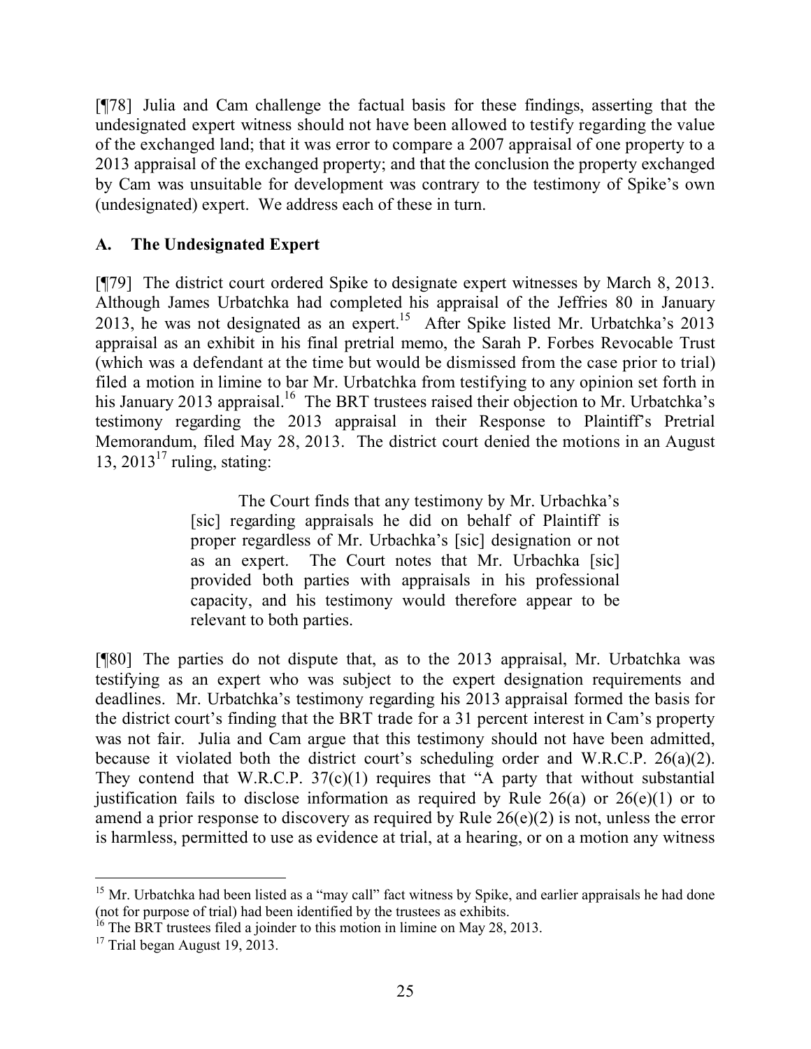[¶78] Julia and Cam challenge the factual basis for these findings, asserting that the undesignated expert witness should not have been allowed to testify regarding the value of the exchanged land; that it was error to compare a 2007 appraisal of one property to a 2013 appraisal of the exchanged property; and that the conclusion the property exchanged by Cam was unsuitable for development was contrary to the testimony of Spike's own (undesignated) expert. We address each of these in turn.

## A. The Undesignated Expert

[¶79] The district court ordered Spike to designate expert witnesses by March 8, 2013. Although James Urbatchka had completed his appraisal of the Jeffries 80 in January 2013, he was not designated as an expert.[15] After Spike listed Mr. Urbatchka's 2013 appraisal as an exhibit in his final pretrial memo, the Sarah P. Forbes Revocable Trust (which was a defendant at the time but would be dismissed from the case prior to trial) filed a motion in limine to bar Mr. Urbatchka from testifying to any opinion set forth in his January 2013 appraisal.[16] The BRT trustees raised their objection to Mr. Urbatchka's testimony regarding the 2013 appraisal in their Response to Plaintiff's Pretrial Memorandum, filed May 28, 2013. The district court denied the motions in an August 13, 2013[17] ruling, stating:

> The Court finds that any testimony by Mr. Urbachka's [sic] regarding appraisals he did on behalf of Plaintiff is proper regardless of Mr. Urbachka's [sic] designation or not as an expert. The Court notes that Mr. Urbachka [sic] provided both parties with appraisals in his professional capacity, and his testimony would therefore appear to be relevant to both parties.

[¶80] The parties do not dispute that, as to the 2013 appraisal, Mr. Urbatchka was testifying as an expert who was subject to the expert designation requirements and deadlines. Mr. Urbatchka's testimony regarding his 2013 appraisal formed the basis for the district court's finding that the BRT trade for a 31 percent interest in Cam's property was not fair. Julia and Cam argue that this testimony should not have been admitted, because it violated both the district court's scheduling order and W.R.C.P. 26(a)(2). They contend that W.R.C.P. 37(c)(1) requires that "A party that without substantial justification fails to disclose information as required by Rule 26(a) or 26(e)(1) or to amend a prior response to discovery as required by Rule 26(e)(2) is not, unless the error is harmless, permitted to use as evidence at trial, at a hearing, or on a motion any witness

---

[15] Mr. Urbatchka had been listed as a "may call" fact witness by Spike, and earlier appraisals he had done (not for purpose of trial) had been identified by the trustees as exhibits.

[16] The BRT trustees filed a joinder to this motion in limine on May 28, 2013.

[17] Trial began August 19, 2013.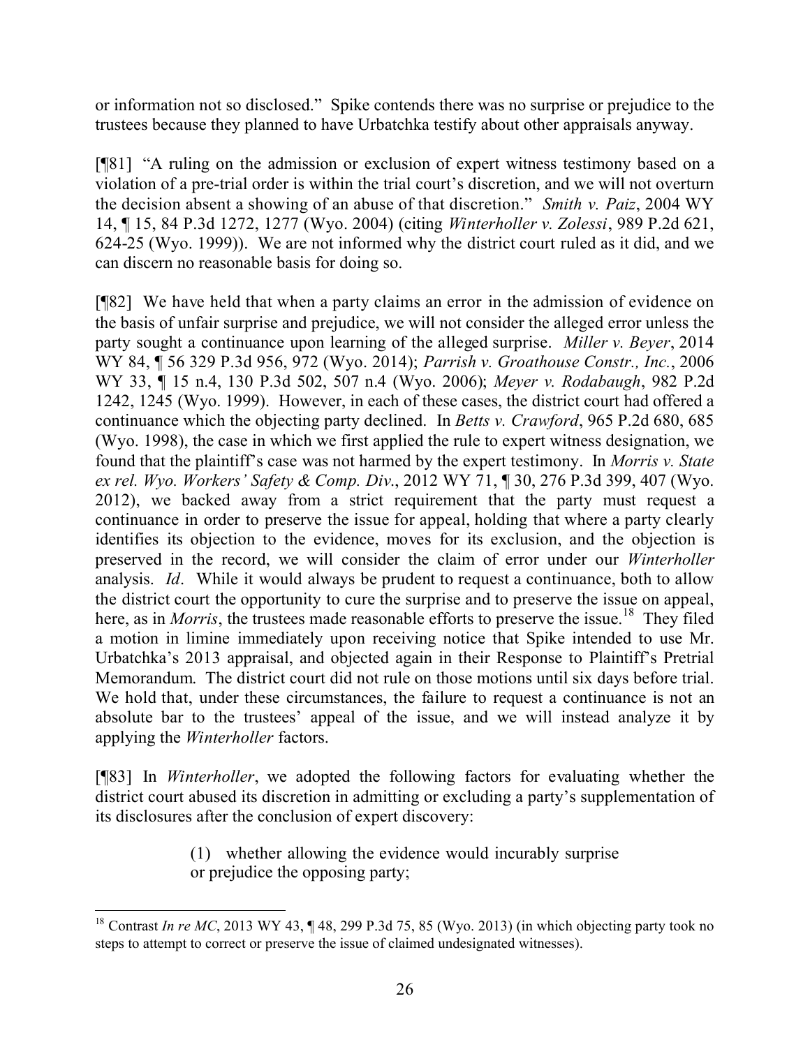or information not so disclosed." Spike contends there was no surprise or prejudice to the trustees because they planned to have Urbatchka testify about other appraisals anyway.

[¶81] "A ruling on the admission or exclusion of expert witness testimony based on a violation of a pre-trial order is within the trial court's discretion, and we will not overturn the decision absent a showing of an abuse of that discretion." *Smith v. Paiz*, 2004 WY 14, ¶ 15, 84 P.3d 1272, 1277 (Wyo. 2004) (citing *Winterholler v. Zolessi*, 989 P.2d 621, 624-25 (Wyo. 1999)). We are not informed why the district court ruled as it did, and we can discern no reasonable basis for doing so.

[¶82] We have held that when a party claims an error in the admission of evidence on the basis of unfair surprise and prejudice, we will not consider the alleged error unless the party sought a continuance upon learning of the alleged surprise. *Miller v. Beyer*, 2014 WY 84, ¶ 56 329 P.3d 956, 972 (Wyo. 2014); *Parrish v. Groathouse Constr., Inc.*, 2006 WY 33, ¶ 15 n.4, 130 P.3d 502, 507 n.4 (Wyo. 2006); *Meyer v. Rodabaugh*, 982 P.2d 1242, 1245 (Wyo. 1999). However, in each of these cases, the district court had offered a continuance which the objecting party declined. In *Betts v. Crawford*, 965 P.2d 680, 685 (Wyo. 1998), the case in which we first applied the rule to expert witness designation, we found that the plaintiff's case was not harmed by the expert testimony. In *Morris v. State ex rel. Wyo. Workers' Safety & Comp. Div.*, 2012 WY 71, ¶ 30, 276 P.3d 399, 407 (Wyo. 2012), we backed away from a strict requirement that the party must request a continuance in order to preserve the issue for appeal, holding that where a party clearly identifies its objection to the evidence, moves for its exclusion, and the objection is preserved in the record, we will consider the claim of error under our *Winterholler* analysis. *Id*. While it would always be prudent to request a continuance, both to allow the district court the opportunity to cure the surprise and to preserve the issue on appeal, here, as in *Morris*, the trustees made reasonable efforts to preserve the issue.[18] They filed a motion in limine immediately upon receiving notice that Spike intended to use Mr. Urbatchka's 2013 appraisal, and objected again in their Response to Plaintiff's Pretrial Memorandum. The district court did not rule on those motions until six days before trial. We hold that, under these circumstances, the failure to request a continuance is not an absolute bar to the trustees' appeal of the issue, and we will instead analyze it by applying the *Winterholler* factors.

[¶83] In *Winterholler*, we adopted the following factors for evaluating whether the district court abused its discretion in admitting or excluding a party's supplementation of its disclosures after the conclusion of expert discovery:

> (1) whether allowing the evidence would incurably surprise or prejudice the opposing party;

---

[18] Contrast *In re MC*, 2013 WY 43, ¶ 48, 299 P.3d 75, 85 (Wyo. 2013) (in which objecting party took no steps to attempt to correct or preserve the issue of claimed undesignated witnesses).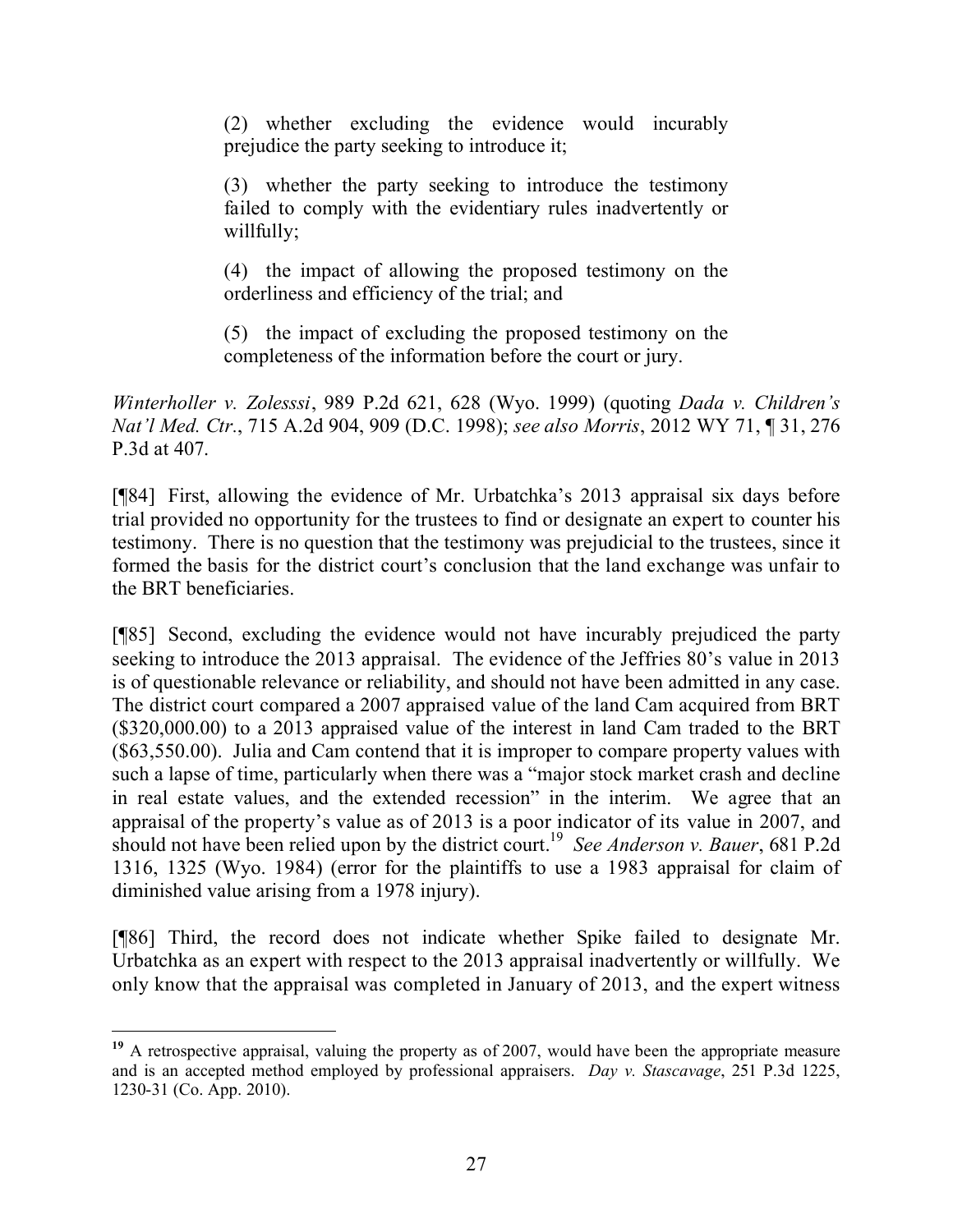> (2) whether excluding the evidence would incurably prejudice the party seeking to introduce it;
>
> (3) whether the party seeking to introduce the testimony failed to comply with the evidentiary rules inadvertently or willfully;
>
> (4) the impact of allowing the proposed testimony on the orderliness and efficiency of the trial; and
>
> (5) the impact of excluding the proposed testimony on the completeness of the information before the court or jury.

*Winterholler v. Zolesssi*, 989 P.2d 621, 628 (Wyo. 1999) (quoting *Dada v. Children's Nat'l Med. Ctr*., 715 A.2d 904, 909 (D.C. 1998); *see also Morris*, 2012 WY 71, ¶ 31, 276 P.3d at 407.

[¶84] First, allowing the evidence of Mr. Urbatchka's 2013 appraisal six days before trial provided no opportunity for the trustees to find or designate an expert to counter his testimony. There is no question that the testimony was prejudicial to the trustees, since it formed the basis for the district court's conclusion that the land exchange was unfair to the BRT beneficiaries.

[¶85] Second, excluding the evidence would not have incurably prejudiced the party seeking to introduce the 2013 appraisal. The evidence of the Jeffries 80's value in 2013 is of questionable relevance or reliability, and should not have been admitted in any case. The district court compared a 2007 appraised value of the land Cam acquired from BRT ($320,000.00) to a 2013 appraised value of the interest in land Cam traded to the BRT ($63,550.00). Julia and Cam contend that it is improper to compare property values with such a lapse of time, particularly when there was a "major stock market crash and decline in real estate values, and the extended recession" in the interim. We agree that an appraisal of the property's value as of 2013 is a poor indicator of its value in 2007, and should not have been relied upon by the district court.[19] *See Anderson v. Bauer*, 681 P.2d 1316, 1325 (Wyo. 1984) (error for the plaintiffs to use a 1983 appraisal for claim of diminished value arising from a 1978 injury).

[¶86] Third, the record does not indicate whether Spike failed to designate Mr. Urbatchka as an expert with respect to the 2013 appraisal inadvertently or willfully. We only know that the appraisal was completed in January of 2013, and the expert witness

---

[19] A retrospective appraisal, valuing the property as of 2007, would have been the appropriate measure and is an accepted method employed by professional appraisers. *Day v. Stascavage*, 251 P.3d 1225, 1230-31 (Co. App. 2010).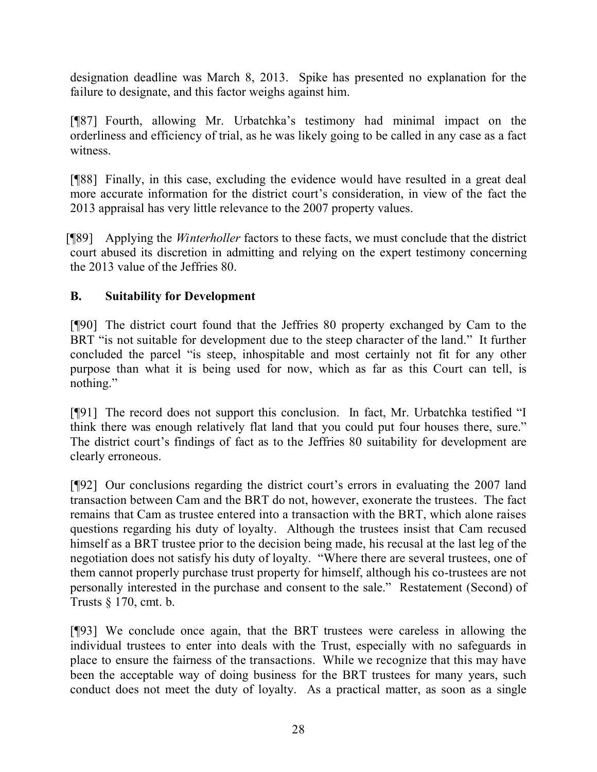designation deadline was March 8, 2013. Spike has presented no explanation for the failure to designate, and this factor weighs against him.

[¶87] Fourth, allowing Mr. Urbatchka's testimony had minimal impact on the orderliness and efficiency of trial, as he was likely going to be called in any case as a fact witness.

[¶88] Finally, in this case, excluding the evidence would have resulted in a great deal more accurate information for the district court's consideration, in view of the fact the 2013 appraisal has very little relevance to the 2007 property values.

[¶89] Applying the *Winterholler* factors to these facts, we must conclude that the district court abused its discretion in admitting and relying on the expert testimony concerning the 2013 value of the Jeffries 80.

## B. Suitability for Development

[¶90] The district court found that the Jeffries 80 property exchanged by Cam to the BRT "is not suitable for development due to the steep character of the land." It further concluded the parcel "is steep, inhospitable and most certainly not fit for any other purpose than what it is being used for now, which as far as this Court can tell, is nothing."

[¶91] The record does not support this conclusion. In fact, Mr. Urbatchka testified "I think there was enough relatively flat land that you could put four houses there, sure." The district court's findings of fact as to the Jeffries 80 suitability for development are clearly erroneous.

[¶92] Our conclusions regarding the district court's errors in evaluating the 2007 land transaction between Cam and the BRT do not, however, exonerate the trustees. The fact remains that Cam as trustee entered into a transaction with the BRT, which alone raises questions regarding his duty of loyalty. Although the trustees insist that Cam recused himself as a BRT trustee prior to the decision being made, his recusal at the last leg of the negotiation does not satisfy his duty of loyalty. "Where there are several trustees, one of them cannot properly purchase trust property for himself, although his co-trustees are not personally interested in the purchase and consent to the sale." Restatement (Second) of Trusts § 170, cmt. b.

[¶93] We conclude once again, that the BRT trustees were careless in allowing the individual trustees to enter into deals with the Trust, especially with no safeguards in place to ensure the fairness of the transactions. While we recognize that this may have been the acceptable way of doing business for the BRT trustees for many years, such conduct does not meet the duty of loyalty. As a practical matter, as soon as a single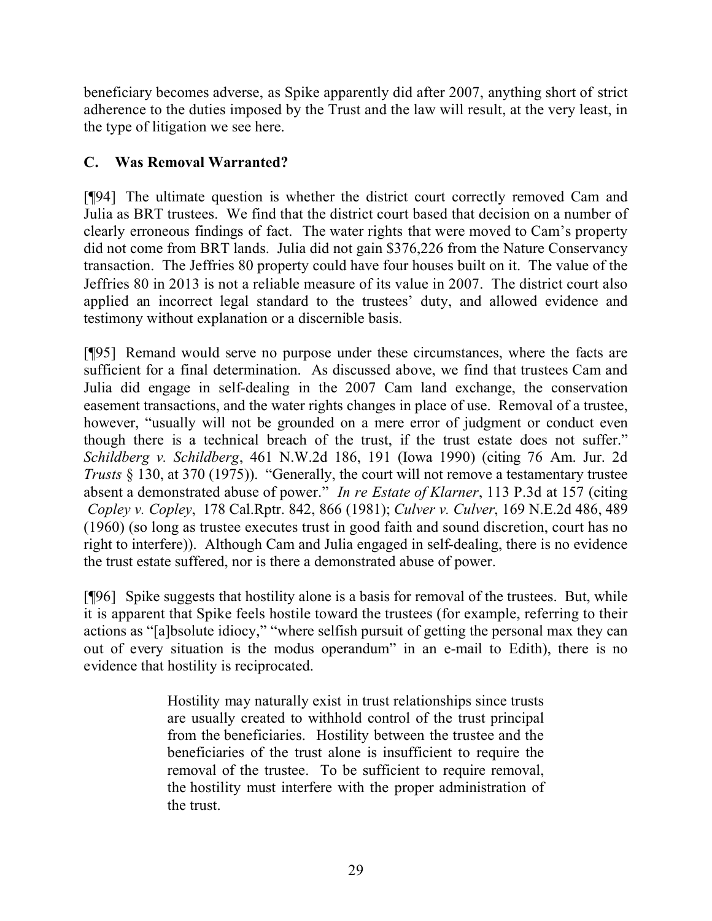beneficiary becomes adverse, as Spike apparently did after 2007, anything short of strict adherence to the duties imposed by the Trust and the law will result, at the very least, in the type of litigation we see here.

### C. Was Removal Warranted?

[¶94] The ultimate question is whether the district court correctly removed Cam and Julia as BRT trustees. We find that the district court based that decision on a number of clearly erroneous findings of fact. The water rights that were moved to Cam's property did not come from BRT lands. Julia did not gain $376,226 from the Nature Conservancy transaction. The Jeffries 80 property could have four houses built on it. The value of the Jeffries 80 in 2013 is not a reliable measure of its value in 2007. The district court also applied an incorrect legal standard to the trustees' duty, and allowed evidence and testimony without explanation or a discernible basis.

[¶95] Remand would serve no purpose under these circumstances, where the facts are sufficient for a final determination. As discussed above, we find that trustees Cam and Julia did engage in self-dealing in the 2007 Cam land exchange, the conservation easement transactions, and the water rights changes in place of use. Removal of a trustee, however, "usually will not be grounded on a mere error of judgment or conduct even though there is a technical breach of the trust, if the trust estate does not suffer." *Schildberg v. Schildberg*, 461 N.W.2d 186, 191 (Iowa 1990) (citing 76 Am. Jur. 2d *Trusts* § 130, at 370 (1975)). "Generally, the court will not remove a testamentary trustee absent a demonstrated abuse of power." *In re Estate of Klarner*, 113 P.3d at 157 (citing *Copley v. Copley*, 178 Cal.Rptr. 842, 866 (1981); *Culver v. Culver*, 169 N.E.2d 486, 489 (1960) (so long as trustee executes trust in good faith and sound discretion, court has no right to interfere)). Although Cam and Julia engaged in self-dealing, there is no evidence the trust estate suffered, nor is there a demonstrated abuse of power.

[¶96] Spike suggests that hostility alone is a basis for removal of the trustees. But, while it is apparent that Spike feels hostile toward the trustees (for example, referring to their actions as "[a]bsolute idiocy," "where selfish pursuit of getting the personal max they can out of every situation is the modus operandum" in an e-mail to Edith), there is no evidence that hostility is reciprocated.

> Hostility may naturally exist in trust relationships since trusts are usually created to withhold control of the trust principal from the beneficiaries. Hostility between the trustee and the beneficiaries of the trust alone is insufficient to require the removal of the trustee. To be sufficient to require removal, the hostility must interfere with the proper administration of the trust.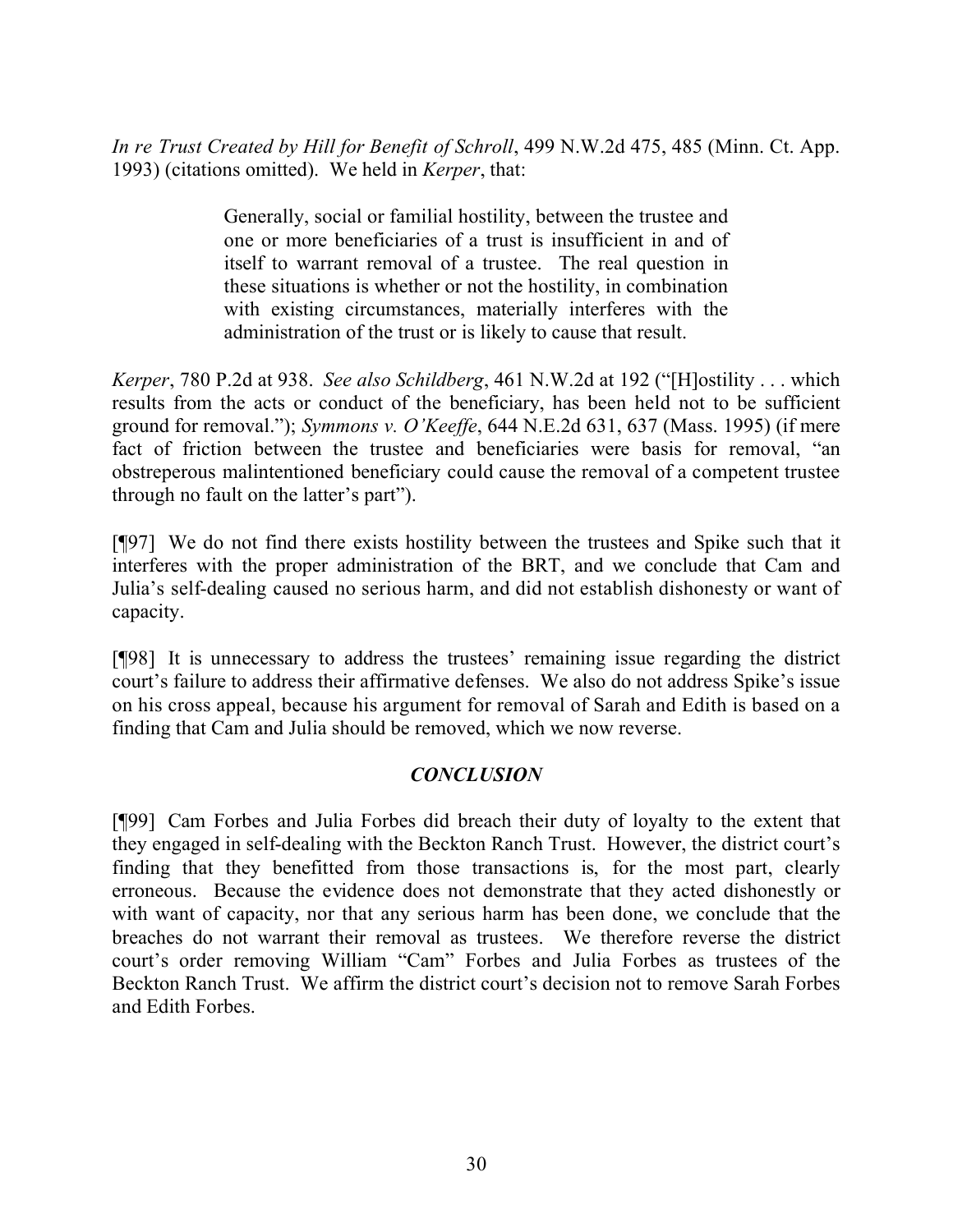*In re Trust Created by Hill for Benefit of Schroll*, 499 N.W.2d 475, 485 (Minn. Ct. App. 1993) (citations omitted). We held in *Kerper*, that:

> Generally, social or familial hostility, between the trustee and one or more beneficiaries of a trust is insufficient in and of itself to warrant removal of a trustee. The real question in these situations is whether or not the hostility, in combination with existing circumstances, materially interferes with the administration of the trust or is likely to cause that result.

*Kerper*, 780 P.2d at 938. *See also Schildberg*, 461 N.W.2d at 192 ("[H]ostility . . . which results from the acts or conduct of the beneficiary, has been held not to be sufficient ground for removal."); *Symmons v. O'Keeffe*, 644 N.E.2d 631, 637 (Mass. 1995) (if mere fact of friction between the trustee and beneficiaries were basis for removal, "an obstreperous malintentioned beneficiary could cause the removal of a competent trustee through no fault on the latter's part").

[¶97] We do not find there exists hostility between the trustees and Spike such that it interferes with the proper administration of the BRT, and we conclude that Cam and Julia's self-dealing caused no serious harm, and did not establish dishonesty or want of capacity.

[¶98] It is unnecessary to address the trustees' remaining issue regarding the district court's failure to address their affirmative defenses. We also do not address Spike's issue on his cross appeal, because his argument for removal of Sarah and Edith is based on a finding that Cam and Julia should be removed, which we now reverse.

## *CONCLUSION*

[¶99] Cam Forbes and Julia Forbes did breach their duty of loyalty to the extent that they engaged in self-dealing with the Beckton Ranch Trust. However, the district court's finding that they benefitted from those transactions is, for the most part, clearly erroneous. Because the evidence does not demonstrate that they acted dishonestly or with want of capacity, nor that any serious harm has been done, we conclude that the breaches do not warrant their removal as trustees. We therefore reverse the district court's order removing William "Cam" Forbes and Julia Forbes as trustees of the Beckton Ranch Trust. We affirm the district court's decision not to remove Sarah Forbes and Edith Forbes.